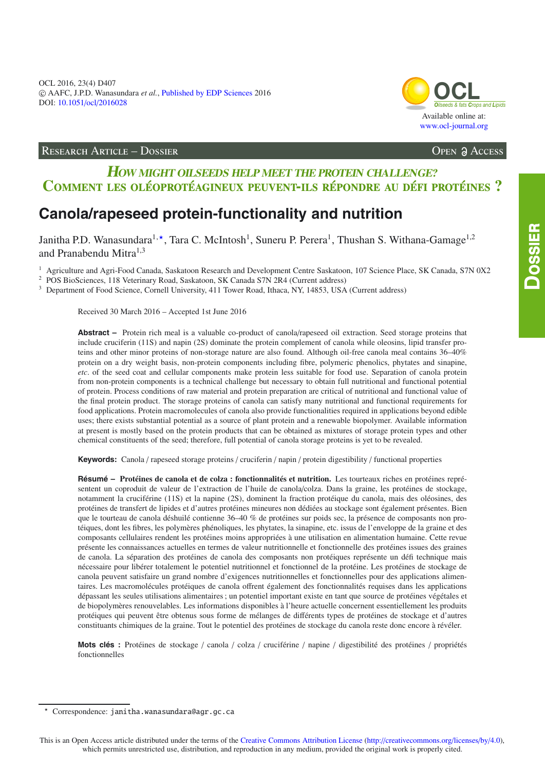OCL 2016, 23(4) D407
© AAFC, J.P.D. Wanasundara *et al.*, Published by EDP Sciences 2016
DOI: 10.1051/ocl/2016028

Available online at:
www.ocl-journal.org

Research Article – Dossier

Open Access

*How might oilseeds help meet the protein challenge?*
Comment les oléoprotéagineux peuvent-ils répondre au défi protéines ?

# Canola/rapeseed protein-functionality and nutrition

Janitha P.D. Wanasundara[1,⋆], Tara C. McIntosh[1], Suneru P. Perera[1], Thushan S. Withana-Gamage[1,2] and Pranabendu Mitra[1,3]

[1] Agriculture and Agri-Food Canada, Saskatoon Research and Development Centre Saskatoon, 107 Science Place, SK Canada, S7N 0X2
[2] POS BioSciences, 118 Veterinary Road, Saskatoon, SK Canada S7N 2R4 (Current address)
[3] Department of Food Science, Cornell University, 411 Tower Road, Ithaca, NY, 14853, USA (Current address)

Received 30 March 2016 – Accepted 1st June 2016

**Abstract –** Protein rich meal is a valuable co-product of canola/rapeseed oil extraction. Seed storage proteins that include cruciferin (11S) and napin (2S) dominate the protein complement of canola while oleosins, lipid transfer proteins and other minor proteins of non-storage nature are also found. Although oil-free canola meal contains 36–40% protein on a dry weight basis, non-protein components including fibre, polymeric phenolics, phytates and sinapine, *etc*. of the seed coat and cellular components make protein less suitable for food use. Separation of canola protein from non-protein components is a technical challenge but necessary to obtain full nutritional and functional potential of protein. Process conditions of raw material and protein preparation are critical of nutritional and functional value of the final protein product. The storage proteins of canola can satisfy many nutritional and functional requirements for food applications. Protein macromolecules of canola also provide functionalities required in applications beyond edible uses; there exists substantial potential as a source of plant protein and a renewable biopolymer. Available information at present is mostly based on the protein products that can be obtained as mixtures of storage protein types and other chemical constituents of the seed; therefore, full potential of canola storage proteins is yet to be revealed.

**Keywords:** Canola / rapeseed storage proteins / cruciferin / napin / protein digestibility / functional properties

**Résumé – Protéines de canola et de colza : fonctionnalités et nutrition.** Les tourteaux riches en protéines représentent un coproduit de valeur de l'extraction de l'huile de canola/colza. Dans la graine, les protéines de stockage, notamment la cruciférine (11S) et la napine (2S), dominent la fraction protéique du canola, mais des oléosines, des protéines de transfert de lipides et d'autres protéines mineures non dédiées au stockage sont également présentes. Bien que le tourteau de canola déshuilé contienne 36–40 % de protéines sur poids sec, la présence de composants non protéiques, dont les fibres, les polymères phénoliques, les phytates, la sinapine, etc. issus de l'enveloppe de la graine et des composants cellulaires rendent les protéines moins appropriées à une utilisation en alimentation humaine. Cette revue présente les connaissances actuelles en termes de valeur nutritionnelle et fonctionnelle des protéines issues des graines de canola. La séparation des protéines de canola des composants non protéiques représente un défi technique mais nécessaire pour libérer totalement le potentiel nutritionnel et fonctionnel de la protéine. Les protéines de stockage de canola peuvent satisfaire un grand nombre d'exigences nutritionnelles et fonctionnelles pour des applications alimentaires. Les macromolécules protéiques de canola offrent également des fonctionnalités requises dans les applications dépassant les seules utilisations alimentaires ; un potentiel important existe en tant que source de protéines végétales et de biopolymères renouvelables. Les informations disponibles à l'heure actuelle concernent essentiellement les produits protéiques qui peuvent être obtenus sous forme de mélanges de différents types de protéines de stockage et d'autres constituants chimiques de la graine. Tout le potentiel des protéines de stockage du canola reste donc encore à révéler.

**Mots clés :** Protéines de stockage / canola / colza / cruciférine / napine / digestibilité des protéines / propriétés fonctionnelles

⋆ Correspondence: janitha.wanasundara@agr.gc.ca

This is an Open Access article distributed under the terms of the Creative Commons Attribution License (http://creativecommons.org/licenses/by/4.0), which permits unrestricted use, distribution, and reproduction in any medium, provided the original work is properly cited.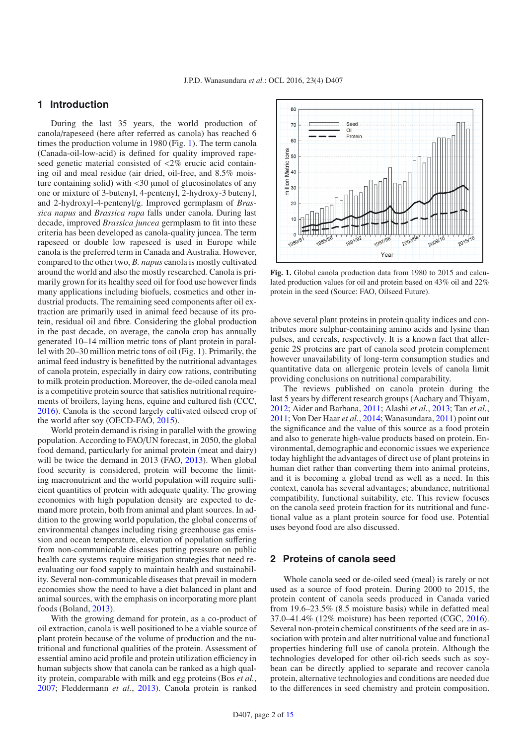## 1 Introduction

During the last 35 years, the world production of canola/rapeseed (here after referred as canola) has reached 6 times the production volume in 1980 (Fig. 1). The term canola (Canada-oil-low-acid) is defined for quality improved rapeseed genetic material consisted of <2% erucic acid containing oil and meal residue (air dried, oil-free, and 8.5% moisture containing solid) with <30 μmol of glucosinolates of any one or mixture of 3-butenyl, 4-pentenyl, 2-hydroxy-3 butenyl, and 2-hydroxyl-4-pentenyl/g. Improved germplasm of *Brassica napus* and *Brassica rapa* falls under canola. During last decade, improved *Brassica juncea* germplasm to fit into these criteria has been developed as canola-quality juncea. The term rapeseed or double low rapeseed is used in Europe while canola is the preferred term in Canada and Australia. However, compared to the other two, *B. napus* canola is mostly cultivated around the world and also the mostly researched. Canola is primarily grown for its healthy seed oil for food use however finds many applications including biofuels, cosmetics and other industrial products. The remaining seed components after oil extraction are primarily used in animal feed because of its protein, residual oil and fibre. Considering the global production in the past decade, on average, the canola crop has annually generated 10–14 million metric tons of plant protein in parallel with 20–30 million metric tons of oil (Fig. 1). Primarily, the animal feed industry is benefitted by the nutritional advantages of canola protein, especially in dairy cow rations, contributing to milk protein production. Moreover, the de-oiled canola meal is a competitive protein source that satisfies nutritional requirements of broilers, laying hens, equine and cultured fish (CCC, 2016). Canola is the second largely cultivated oilseed crop of the world after soy (OECD-FAO, 2015).

World protein demand is rising in parallel with the growing population. According to FAO/UN forecast, in 2050, the global food demand, particularly for animal protein (meat and dairy) will be twice the demand in 2013 (FAO, 2013). When global food security is considered, protein will become the limiting macronutrient and the world population will require sufficient quantities of protein with adequate quality. The growing economies with high population density are expected to demand more protein, both from animal and plant sources. In addition to the growing world population, the global concerns of environmental changes including rising greenhouse gas emission and ocean temperature, elevation of population suffering from non-communicable diseases putting pressure on public health care systems require mitigation strategies that need re-evaluating our food supply to maintain health and sustainability. Several non-communicable diseases that prevail in modern economies show the need to have a diet balanced in plant and animal sources, with the emphasis on incorporating more plant foods (Boland, 2013).

With the growing demand for protein, as a co-product of oil extraction, canola is well positioned to be a viable source of plant protein because of the volume of production and the nutritional and functional qualities of the protein. Assessment of essential amino acid profile and protein utilization efficiency in human subjects show that canola can be ranked as a high quality protein, comparable with milk and egg proteins (Bos *et al.*, 2007; Fleddermann *et al.*, 2013). Canola protein is ranked above several plant proteins in protein quality indices and contributes more sulphur-containing amino acids and lysine than pulses, and cereals, respectively. It is a known fact that allergenic 2S proteins are part of canola seed protein complement however unavailability of long-term consumption studies and quantitative data on allergenic protein levels of canola limit providing conclusions on nutritional comparability.

**Fig. 1.** Global canola production data from 1980 to 2015 and calculated production values for oil and protein based on 43% oil and 22% protein in the seed (Source: FAO, Oilseed Future).

The reviews published on canola protein during the last 5 years by different research groups (Aachary and Thiyam, 2012; Aider and Barbana, 2011; Alashi *et al.*, 2013; Tan *et al.*, 2011; Von Der Haar *et al.*, 2014; Wanasundara, 2011) point out the significance and the value of this source as a food protein and also to generate high-value products based on protein. Environmental, demographic and economic issues we experience today highlight the advantages of direct use of plant proteins in human diet rather than converting them into animal proteins, and it is becoming a global trend as well as a need. In this context, canola has several advantages; abundance, nutritional compatibility, functional suitability, etc. This review focuses on the canola seed protein fraction for its nutritional and functional value as a plant protein source for food use. Potential uses beyond food are also discussed.

## 2 Proteins of canola seed

Whole canola seed or de-oiled seed (meal) is rarely or not used as a source of food protein. During 2000 to 2015, the protein content of canola seeds produced in Canada varied from 19.6–23.5% (8.5 moisture basis) while in defatted meal 37.0–41.4% (12% moisture) has been reported (CGC, 2016). Several non-protein chemical constituents of the seed are in association with protein and alter nutritional value and functional properties hindering full use of canola protein. Although the technologies developed for other oil-rich seeds such as soybean can be directly applied to separate and recover canola protein, alternative technologies and conditions are needed due to the differences in seed chemistry and protein composition.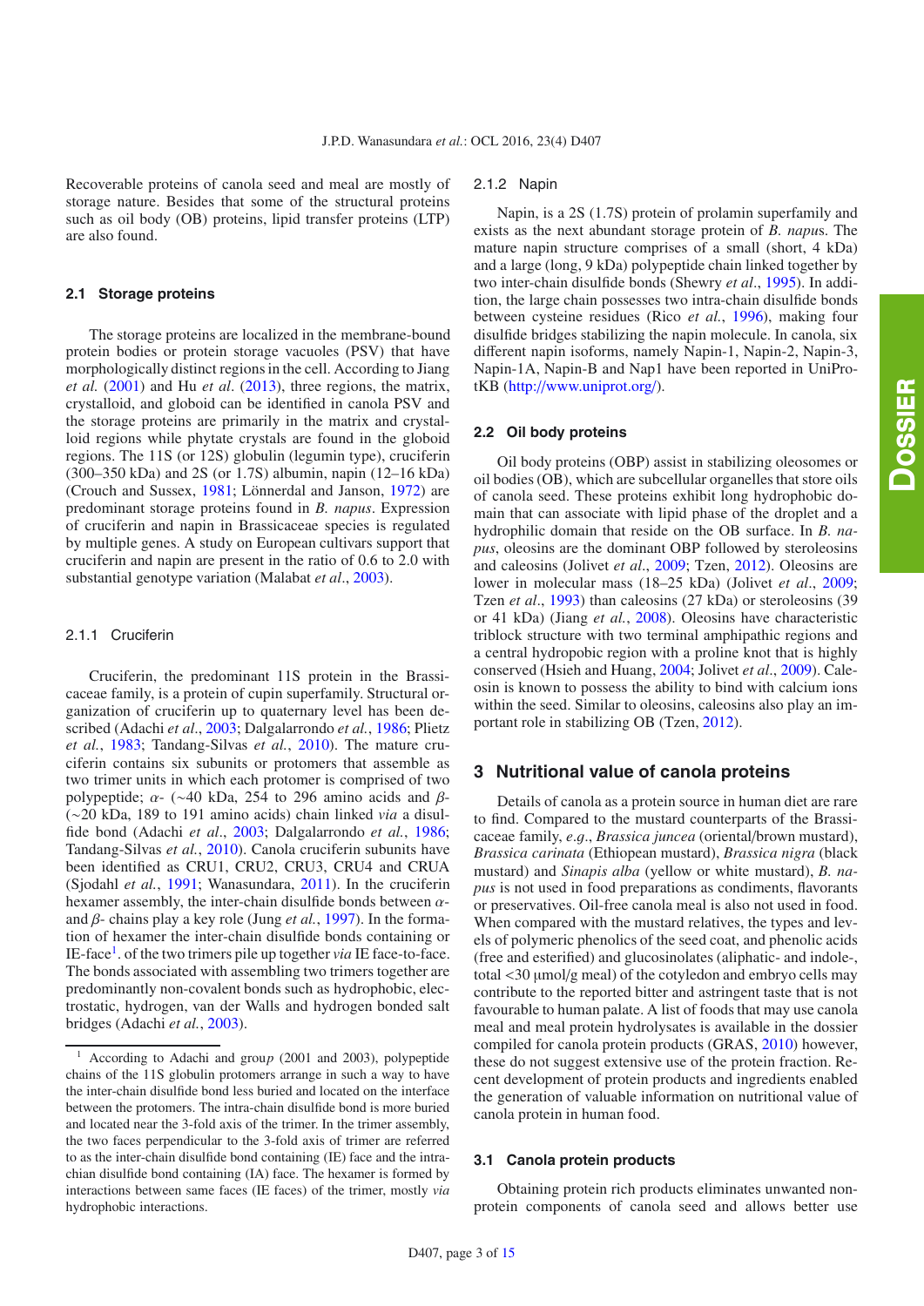Recoverable proteins of canola seed and meal are mostly of storage nature. Besides that some of the structural proteins such as oil body (OB) proteins, lipid transfer proteins (LTP) are also found.

### 2.1 Storage proteins

The storage proteins are localized in the membrane-bound protein bodies or protein storage vacuoles (PSV) that have morphologically distinct regions in the cell. According to Jiang *et al.* (2001) and Hu *et al*. (2013), three regions, the matrix, crystalloid, and globoid can be identified in canola PSV and the storage proteins are primarily in the matrix and crystalloid regions while phytate crystals are found in the globoid regions. The 11S (or 12S) globulin (legumin type), cruciferin (300–350 kDa) and 2S (or 1.7S) albumin, napin (12–16 kDa) (Crouch and Sussex, 1981; Lönnerdal and Janson, 1972) are predominant storage proteins found in *B. napus*. Expression of cruciferin and napin in Brassicaceae species is regulated by multiple genes. A study on European cultivars support that cruciferin and napin are present in the ratio of 0.6 to 2.0 with substantial genotype variation (Malabat *et al*., 2003).

#### 2.1.1 Cruciferin

Cruciferin, the predominant 11S protein in the Brassicaceae family, is a protein of cupin superfamily. Structural organization of cruciferin up to quaternary level has been described (Adachi *et al*., 2003; Dalgalarrondo *et al.*, 1986; Plietz *et al.*, 1983; Tandang-Silvas *et al.*, 2010). The mature cruciferin contains six subunits or protomers that assemble as two trimer units in which each protomer is comprised of two polypeptide; $\alpha$- (~40 kDa, 254 to 296 amino acids and $\beta$- (~20 kDa, 189 to 191 amino acids) chain linked *via* a disulfide bond (Adachi *et al*., 2003; Dalgalarrondo *et al.*, 1986; Tandang-Silvas *et al.*, 2010). Canola cruciferin subunits have been identified as CRU1, CRU2, CRU3, CRU4 and CRUA (Sjodahl *et al.*, 1991; Wanasundara, 2011). In the cruciferin hexamer assembly, the inter-chain disulfide bonds between $\alpha$- and $\beta$- chains play a key role (Jung *et al.*, 1997). In the formation of hexamer the inter-chain disulfide bonds containing or IE-face[1]. of the two trimers pile up together *via* IE face-to-face. The bonds associated with assembling two trimers together are predominantly non-covalent bonds such as hydrophobic, electrostatic, hydrogen, van der Walls and hydrogen bonded salt bridges (Adachi *et al*., 2003).

[1] According to Adachi and group (2001 and 2003), polypeptide chains of the 11S globulin protomers arrange in such a way to have the inter-chain disulfide bond less buried and located on the interface between the protomers. The intra-chain disulfide bond is more buried and located near the 3-fold axis of the trimer. In the trimer assembly, the two faces perpendicular to the 3-fold axis of trimer are referred to as the inter-chain disulfide bond containing (IE) face and the intra-chian disulfide bond containing (IA) face. The hexamer is formed by interactions between same faces (IE faces) of the trimer, mostly *via* hydrophobic interactions.

#### 2.1.2 Napin

Napin, is a 2S (1.7S) protein of prolamin superfamily and exists as the next abundant storage protein of *B. napus*. The mature napin structure comprises of a small (short, 4 kDa) and a large (long, 9 kDa) polypeptide chain linked together by two inter-chain disulfide bonds (Shewry *et al*., 1995). In addition, the large chain possesses two intra-chain disulfide bonds between cysteine residues (Rico *et al.*, 1996), making four disulfide bridges stabilizing the napin molecule. In canola, six different napin isoforms, namely Napin-1, Napin-2, Napin-3, Napin-1A, Napin-B and Nap1 have been reported in UniProtKB (http://www.uniprot.org/).

### 2.2 Oil body proteins

Oil body proteins (OBP) assist in stabilizing oleosomes or oil bodies (OB), which are subcellular organelles that store oils of canola seed. These proteins exhibit long hydrophobic domain that can associate with lipid phase of the droplet and a hydrophilic domain that reside on the OB surface. In *B. napus*, oleosins are the dominant OBP followed by steroleosins and caleosins (Jolivet *et al*., 2009; Tzen, 2012). Oleosins are lower in molecular mass (18–25 kDa) (Jolivet *et al*., 2009; Tzen *et al*., 1993) than caleosins (27 kDa) or steroleosins (39 or 41 kDa) (Jiang *et al.*, 2008). Oleosins have characteristic triblock structure with two terminal amphipathic regions and a central hydropobic region with a proline knot that is highly conserved (Hsieh and Huang, 2004; Jolivet *et al*., 2009). Caleosin is known to possess the ability to bind with calcium ions within the seed. Similar to oleosins, caleosins also play an important role in stabilizing OB (Tzen, 2012).

## 3 Nutritional value of canola proteins

Details of canola as a protein source in human diet are rare to find. Compared to the mustard counterparts of the Brassicaceae family, *e.g*., *Brassica juncea* (oriental/brown mustard), *Brassica carinata* (Ethiopean mustard), *Brassica nigra* (black mustard) and *Sinapis alba* (yellow or white mustard), *B. napus* is not used in food preparations as condiments, flavorants or preservatives. Oil-free canola meal is also not used in food. When compared with the mustard relatives, the types and levels of polymeric phenolics of the seed coat, and phenolic acids (free and esterified) and glucosinolates (aliphatic- and indole-, total <30 µmol/g meal) of the cotyledon and embryo cells may contribute to the reported bitter and astringent taste that is not favourable to human palate. A list of foods that may use canola meal and meal protein hydrolysates is available in the dossier compiled for canola protein products (GRAS, 2010) however, these do not suggest extensive use of the protein fraction. Recent development of protein products and ingredients enabled the generation of valuable information on nutritional value of canola protein in human food.

### 3.1 Canola protein products

Obtaining protein rich products eliminates unwanted non-protein components of canola seed and allows better use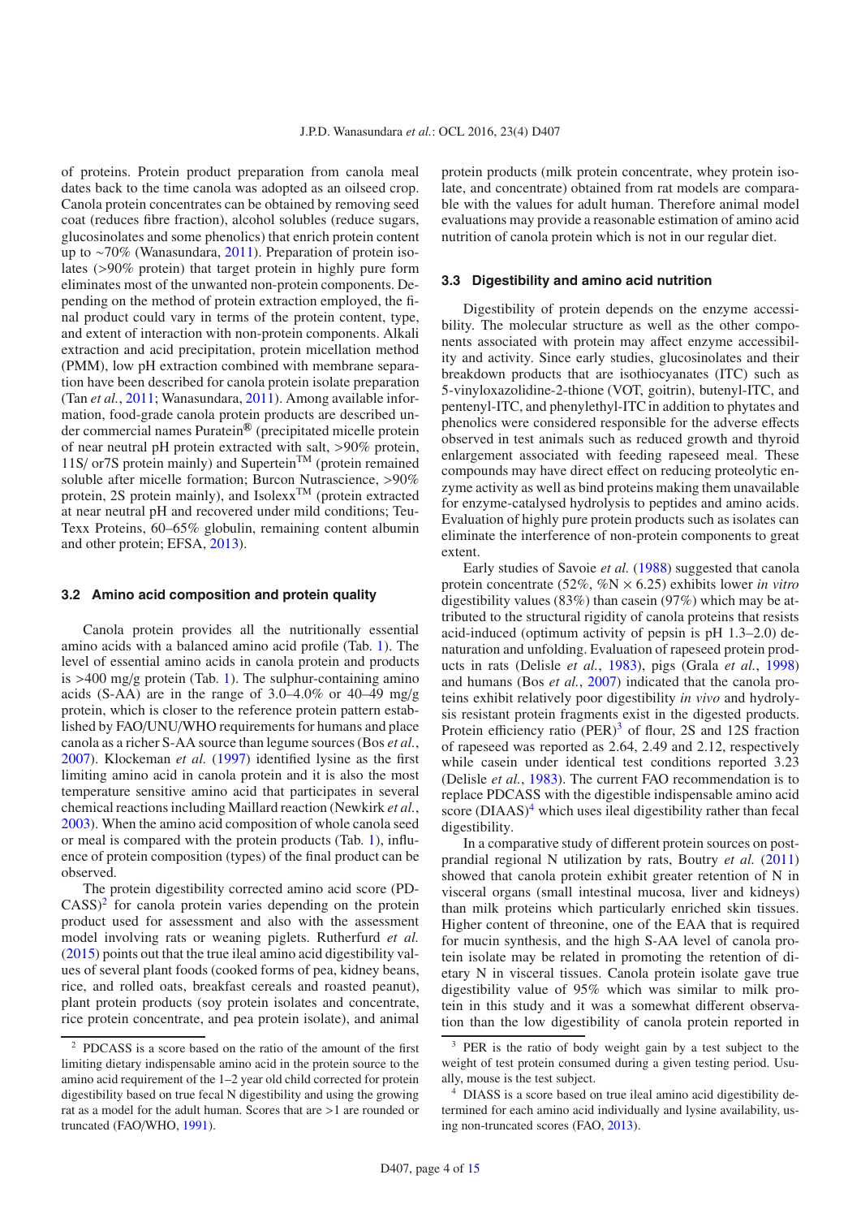of proteins. Protein product preparation from canola meal dates back to the time canola was adopted as an oilseed crop. Canola protein concentrates can be obtained by removing seed coat (reduces fibre fraction), alcohol solubles (reduce sugars, glucosinolates and some phenolics) that enrich protein content up to ~70% (Wanasundara, 2011). Preparation of protein isolates (>90% protein) that target protein in highly pure form eliminates most of the unwanted non-protein components. Depending on the method of protein extraction employed, the final product could vary in terms of the protein content, type, and extent of interaction with non-protein components. Alkali extraction and acid precipitation, protein micellation method (PMM), low pH extraction combined with membrane separation have been described for canola protein isolate preparation (Tan *et al.*, 2011; Wanasundara, 2011). Among available information, food-grade canola protein products are described under commercial names Puratein® (precipitated micelle protein of near neutral pH protein extracted with salt, >90% protein, 11S/ or7S protein mainly) and Supertein™ (protein remained soluble after micelle formation; Burcon Nutrascience, >90% protein, 2S protein mainly), and Isolexx™ (protein extracted at near neutral pH and recovered under mild conditions; Teu-Texx Proteins, 60–65% globulin, remaining content albumin and other protein; EFSA, 2013).

### 3.2 Amino acid composition and protein quality

Canola protein provides all the nutritionally essential amino acids with a balanced amino acid profile (Tab. 1). The level of essential amino acids in canola protein and products is >400 mg/g protein (Tab. 1). The sulphur-containing amino acids (S-AA) are in the range of 3.0–4.0% or 40–49 mg/g protein, which is closer to the reference protein pattern established by FAO/UNU/WHO requirements for humans and place canola as a richer S-AA source than legume sources (Bos *et al.*, 2007). Klockeman *et al.* (1997) identified lysine as the first limiting amino acid in canola protein and it is also the most temperature sensitive amino acid that participates in several chemical reactions including Maillard reaction (Newkirk *et al.*, 2003). When the amino acid composition of whole canola seed or meal is compared with the protein products (Tab. 1), influence of protein composition (types) of the final product can be observed.

The protein digestibility corrected amino acid score (PDCASS)[2] for canola protein varies depending on the protein product used for assessment and also with the assessment model involving rats or weaning piglets. Rutherfurd *et al.* (2015) points out that the true ileal amino acid digestibility values of several plant foods (cooked forms of pea, kidney beans, rice, and rolled oats, breakfast cereals and roasted peanut), plant protein products (soy protein isolates and concentrate, rice protein concentrate, and pea protein isolate), and animal protein products (milk protein concentrate, whey protein isolate, and concentrate) obtained from rat models are comparable with the values for adult human. Therefore animal model evaluations may provide a reasonable estimation of amino acid nutrition of canola protein which is not in our regular diet.

### 3.3 Digestibility and amino acid nutrition

Digestibility of protein depends on the enzyme accessibility. The molecular structure as well as the other components associated with protein may affect enzyme accessibility and activity. Since early studies, glucosinolates and their breakdown products that are isothiocyanates (ITC) such as 5-vinyloxazolidine-2-thione (VOT, goitrin), butenyl-ITC, and pentenyl-ITC, and phenylethyl-ITC in addition to phytates and phenolics were considered responsible for the adverse effects observed in test animals such as reduced growth and thyroid enlargement associated with feeding rapeseed meal. These compounds may have direct effect on reducing proteolytic enzyme activity as well as bind proteins making them unavailable for enzyme-catalysed hydrolysis to peptides and amino acids. Evaluation of highly pure protein products such as isolates can eliminate the interference of non-protein components to great extent.

Early studies of Savoie *et al.* (1988) suggested that canola protein concentrate (52%, %N $\times$ 6.25) exhibits lower *in vitro* digestibility values (83%) than casein (97%) which may be attributed to the structural rigidity of canola proteins that resists acid-induced (optimum activity of pepsin is pH 1.3–2.0) denaturation and unfolding. Evaluation of rapeseed protein products in rats (Delisle *et al.*, 1983), pigs (Grala *et al.*, 1998) and humans (Bos *et al.*, 2007) indicated that the canola proteins exhibit relatively poor digestibility *in vivo* and hydrolysis resistant protein fragments exist in the digested products. Protein efficiency ratio (PER)[3] of flour, 2S and 12S fraction of rapeseed was reported as 2.64, 2.49 and 2.12, respectively while casein under identical test conditions reported 3.23 (Delisle *et al.*, 1983). The current FAO recommendation is to replace PDCASS with the digestible indispensable amino acid score (DIAAS)[4] which uses ileal digestibility rather than fecal digestibility.

In a comparative study of different protein sources on post-prandial regional N utilization by rats, Boutry *et al.* (2011) showed that canola protein exhibit greater retention of N in visceral organs (small intestinal mucosa, liver and kidneys) than milk proteins which particularly enriched skin tissues. Higher content of threonine, one of the EAA that is required for mucin synthesis, and the high S-AA level of canola protein isolate may be related in promoting the retention of dietary N in visceral tissues. Canola protein isolate gave true digestibility value of 95% which was similar to milk protein in this study and it was a somewhat different observation than the low digestibility of canola protein reported in

---

[2] PDCASS is a score based on the ratio of the amount of the first limiting dietary indispensable amino acid in the protein source to the amino acid requirement of the 1–2 year old child corrected for protein digestibility based on true fecal N digestibility and using the growing rat as a model for the adult human. Scores that are >1 are rounded or truncated (FAO/WHO, 1991).

[3] PER is the ratio of body weight gain by a test subject to the weight of test protein consumed during a given testing period. Usually, mouse is the test subject.

[4] DIASS is a score based on true ileal amino acid digestibility determined for each amino acid individually and lysine availability, using non-truncated scores (FAO, 2013).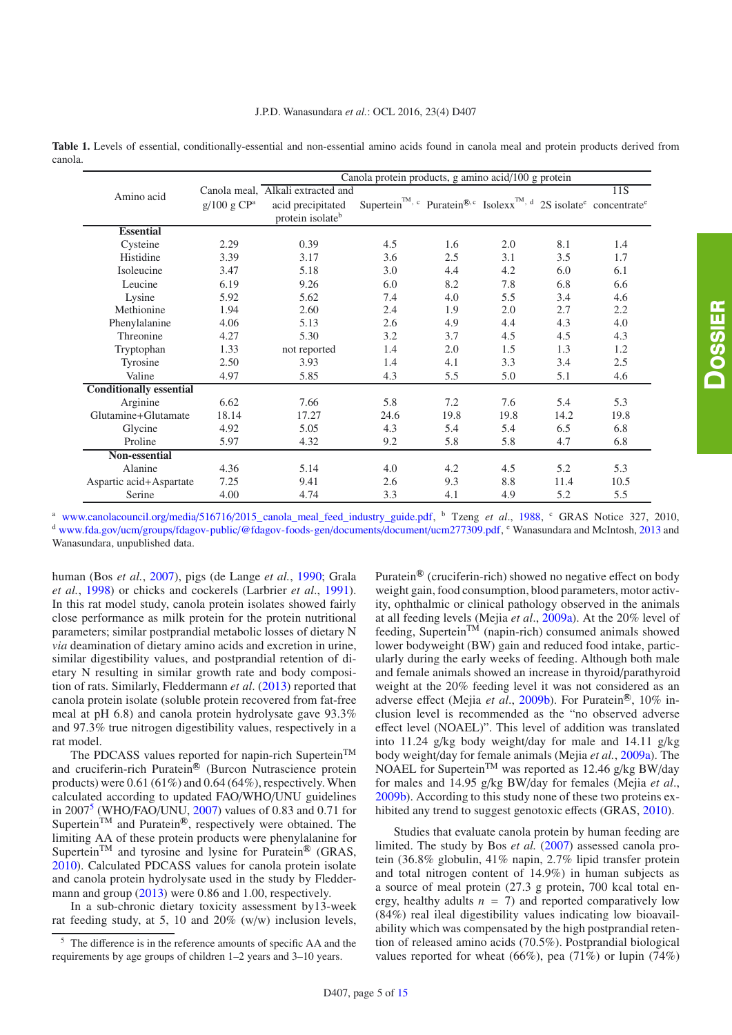**Table 1.** Levels of essential, conditionally-essential and non-essential amino acids found in canola meal and protein products derived from canola.

| Amino acid | Canola meal, g/100 g CP[a] | Canola protein products, g amino acid/100 g protein | | | | | |
|---|---|---|---|---|---|---|---|
| | | Alkali extracted and acid precipitated protein isolate[b] | Supertein™, [c] | Puratein®, [c] | Isolexx™, [d] | 2S isolate[e] | 11S concentrate[e] |
| **Essential** | | | | | | | |
| Cysteine | 2.29 | 0.39 | 4.5 | 1.6 | 2.0 | 8.1 | 1.4 |
| Histidine | 3.39 | 3.17 | 3.6 | 2.5 | 3.1 | 3.5 | 1.7 |
| Isoleucine | 3.47 | 5.18 | 3.0 | 4.4 | 4.2 | 6.0 | 6.1 |
| Leucine | 6.19 | 9.26 | 6.0 | 8.2 | 7.8 | 6.8 | 6.6 |
| Lysine | 5.92 | 5.62 | 7.4 | 4.0 | 5.5 | 3.4 | 4.6 |
| Methionine | 1.94 | 2.60 | 2.4 | 1.9 | 2.0 | 2.7 | 2.2 |
| Phenylalanine | 4.06 | 5.13 | 2.6 | 4.9 | 4.4 | 4.3 | 4.0 |
| Threonine | 4.27 | 5.30 | 3.2 | 3.7 | 4.5 | 4.5 | 4.3 |
| Tryptophan | 1.33 | not reported | 1.4 | 2.0 | 1.5 | 1.3 | 1.2 |
| Tyrosine | 2.50 | 3.93 | 1.4 | 4.1 | 3.3 | 3.4 | 2.5 |
| Valine | 4.97 | 5.85 | 4.3 | 5.5 | 5.0 | 5.1 | 4.6 |
| **Conditionally essential** | | | | | | | |
| Arginine | 6.62 | 7.66 | 5.8 | 7.2 | 7.6 | 5.4 | 5.3 |
| Glutamine+Glutamate | 18.14 | 17.27 | 24.6 | 19.8 | 19.8 | 14.2 | 19.8 |
| Glycine | 4.92 | 5.05 | 4.3 | 5.4 | 5.4 | 6.5 | 6.8 |
| Proline | 5.97 | 4.32 | 9.2 | 5.8 | 5.8 | 4.7 | 6.8 |
| **Non-essential** | | | | | | | |
| Alanine | 4.36 | 5.14 | 4.0 | 4.2 | 4.5 | 5.2 | 5.3 |
| Aspartic acid+Aspartate | 7.25 | 9.41 | 2.6 | 9.3 | 8.8 | 11.4 | 10.5 |
| Serine | 4.00 | 4.74 | 3.3 | 4.1 | 4.9 | 5.2 | 5.5 |

[a] www.canolacouncil.org/media/516716/2015_canola_meal_feed_industry_guide.pdf, [b] Tzeng *et al.*, 1988, [c] GRAS Notice 327, 2010, [d] www.fda.gov/ucm/groups/fdagov-public/@fdagov-foods-gen/documents/document/ucm277309.pdf, [e] Wanasundara and McIntosh, 2013 and Wanasundara, unpublished data.

human (Bos *et al.*, 2007), pigs (de Lange *et al.*, 1990; Grala *et al.*, 1998) or chicks and cockerels (Larbrier *et al.*, 1991). In this rat model study, canola protein isolates showed fairly close performance as milk protein for the protein nutritional parameters; similar postprandial metabolic losses of dietary N *via* deamination of dietary amino acids and excretion in urine, similar digestibility values, and postprandial retention of dietary N resulting in similar growth rate and body composition of rats. Similarly, Fleddermann *et al.* (2013) reported that canola protein isolate (soluble protein recovered from fat-free meal at pH 6.8) and canola protein hydrolysate gave 93.3% and 97.3% true nitrogen digestibility values, respectively in a rat model.

The PDCASS values reported for napin-rich Supertein™ and cruciferin-rich Puratein® (Burcon Nutrascience protein products) were 0.61 (61%) and 0.64 (64%), respectively. When calculated according to updated FAO/WHO/UNU guidelines in 2007[5] (WHO/FAO/UNU, 2007) values of 0.83 and 0.71 for Supertein™ and Puratein®, respectively were obtained. The limiting AA of these protein products were phenylalanine for Supertein™ and tyrosine and lysine for Puratein® (GRAS, 2010). Calculated PDCASS values for canola protein isolate and canola protein hydrolysate used in the study by Fleddermann and group (2013) were 0.86 and 1.00, respectively.

In a sub-chronic dietary toxicity assessment by13-week rat feeding study, at 5, 10 and 20% (w/w) inclusion levels, Puratein® (cruciferin-rich) showed no negative effect on body weight gain, food consumption, blood parameters, motor activity, ophthalmic or clinical pathology observed in the animals at all feeding levels (Mejia *et al.*, 2009a). At the 20% level of feeding, Supertein™ (napin-rich) consumed animals showed lower bodyweight (BW) gain and reduced food intake, particularly during the early weeks of feeding. Although both male and female animals showed an increase in thyroid/parathyroid weight at the 20% feeding level it was not considered as an adverse effect (Mejia *et al.*, 2009b). For Puratein®, 10% inclusion level is recommended as the "no observed adverse effect level (NOAEL)". This level of addition was translated into 11.24 g/kg body weight/day for male and 14.11 g/kg body weight/day for female animals (Mejia *et al.*, 2009a). The NOAEL for Supertein™ was reported as 12.46 g/kg BW/day for males and 14.95 g/kg BW/day for females (Mejia *et al.*, 2009b). According to this study none of these two proteins exhibited any trend to suggest genotoxic effects (GRAS, 2010).

Studies that evaluate canola protein by human feeding are limited. The study by Bos *et al.* (2007) assessed canola protein (36.8% globulin, 41% napin, 2.7% lipid transfer protein and total nitrogen content of 14.9%) in human subjects as a source of meal protein (27.3 g protein, 700 kcal total energy, healthy adults $n = 7$) and reported comparatively low (84%) real ileal digestibility values indicating low bioavailability which was compensated by the high postprandial retention of released amino acids (70.5%). Postprandial biological values reported for wheat (66%), pea (71%) or lupin (74%)

[5] The difference is in the reference amounts of specific AA and the requirements by age groups of children 1–2 years and 3–10 years.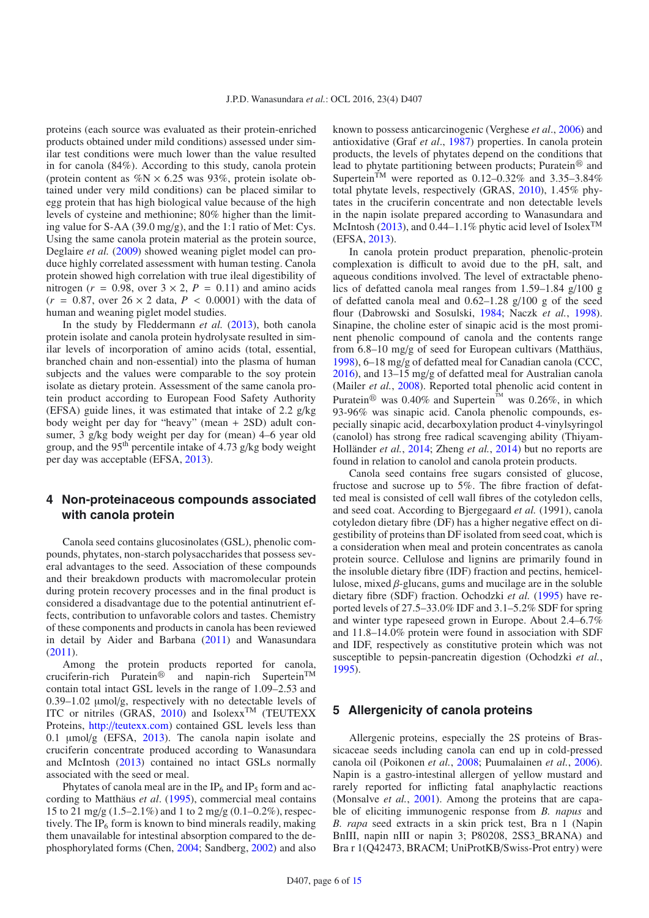proteins (each source was evaluated as their protein-enriched products obtained under mild conditions) assessed under similar test conditions were much lower than the value resulted in for canola (84%). According to this study, canola protein (protein content as %N × 6.25 was 93%, protein isolate obtained under very mild conditions) can be placed similar to egg protein that has high biological value because of the high levels of cysteine and methionine; 80% higher than the limiting value for S-AA (39.0 mg/g), and the 1:1 ratio of Met: Cys. Using the same canola protein material as the protein source, Deglaire *et al.* (2009) showed weaning piglet model can produce highly correlated assessment with human testing. Canola protein showed high correlation with true ileal digestibility of nitrogen ($r = 0.98$, over $3 \times 2$, $P = 0.11$) and amino acids ($r = 0.87$, over $26 \times 2$ data, $P < 0.0001$) with the data of human and weaning piglet model studies.

In the study by Fleddermann *et al.* (2013), both canola protein isolate and canola protein hydrolysate resulted in similar levels of incorporation of amino acids (total, essential, branched chain and non-essential) into the plasma of human subjects and the values were comparable to the soy protein isolate as dietary protein. Assessment of the same canola protein product according to European Food Safety Authority (EFSA) guide lines, it was estimated that intake of 2.2 g/kg body weight per day for "heavy" (mean + 2SD) adult consumer, 3 g/kg body weight per day for (mean) 4–6 year old group, and the 95th percentile intake of 4.73 g/kg body weight per day was acceptable (EFSA, 2013).

## 4 Non-proteinaceous compounds associated with canola protein

Canola seed contains glucosinolates (GSL), phenolic compounds, phytates, non-starch polysaccharides that possess several advantages to the seed. Association of these compounds and their breakdown products with macromolecular protein during protein recovery processes and in the final product is considered a disadvantage due to the potential antinutrient effects, contribution to unfavorable colors and tastes. Chemistry of these components and products in canola has been reviewed in detail by Aider and Barbana (2011) and Wanasundara (2011).

Among the protein products reported for canola, cruciferin-rich Puratein® and napin-rich Supertein™ contain total intact GSL levels in the range of 1.09–2.53 and 0.39–1.02 μmol/g, respectively with no detectable levels of ITC or nitriles (GRAS, 2010) and Isolexx™ (TEUTEXX Proteins, http://teutexx.com) contained GSL levels less than 0.1 μmol/g (EFSA, 2013). The canola napin isolate and cruciferin concentrate produced according to Wanasundara and McIntosh (2013) contained no intact GSLs normally associated with the seed or meal.

Phytates of canola meal are in the $IP_6$ and $IP_5$ form and according to Matthäus *et al.* (1995), commercial meal contains 15 to 21 mg/g (1.5–2.1%) and 1 to 2 mg/g (0.1–0.2%), respectively. The $IP_6$ form is known to bind minerals readily, making them unavailable for intestinal absorption compared to the dephosphorylated forms (Chen, 2004; Sandberg, 2002) and also known to possess anticarcinogenic (Verghese *et al.*, 2006) and antioxidative (Graf *et al.*, 1987) properties. In canola protein products, the levels of phytates depend on the conditions that lead to phytate partitioning between products; Puratein® and Supertein™ were reported as 0.12–0.32% and 3.35–3.84% total phytate levels, respectively (GRAS, 2010), 1.45% phytates in the cruciferin concentrate and non detectable levels in the napin isolate prepared according to Wanasundara and McIntosh (2013), and 0.44–1.1% phytic acid level of Isolex™ (EFSA, 2013).

In canola protein product preparation, phenolic-protein complexation is difficult to avoid due to the pH, salt, and aqueous conditions involved. The level of extractable phenolics of defatted canola meal ranges from 1.59–1.84 g/100 g of defatted canola meal and 0.62–1.28 g/100 g of the seed flour (Dabrowski and Sosulski, 1984; Naczk *et al.*, 1998). Sinapine, the choline ester of sinapic acid is the most prominent phenolic compound of canola and the contents range from 6.8–10 mg/g of seed for European cultivars (Matthäus, 1998), 6–18 mg/g of defatted meal for Canadian canola (CCC, 2016), and 13–15 mg/g of defatted meal for Australian canola (Mailer *et al.*, 2008). Reported total phenolic acid content in Puratein® was 0.40% and Supertein™ was 0.26%, in which 93-96% was sinapic acid. Canola phenolic compounds, especially sinapic acid, decarboxylation product 4-vinylsyringol (canolol) has strong free radical scavenging ability (Thiyam-Holländer *et al.*, 2014; Zheng *et al.*, 2014) but no reports are found in relation to canolol and canola protein products.

Canola seed contains free sugars consisted of glucose, fructose and sucrose up to 5%. The fibre fraction of defatted meal is consisted of cell wall fibres of the cotyledon cells, and seed coat. According to Bjergegaard *et al.* (1991), canola cotyledon dietary fibre (DF) has a higher negative effect on digestibility of proteins than DF isolated from seed coat, which is a consideration when meal and protein concentrates as canola protein source. Cellulose and lignins are primarily found in the insoluble dietary fibre (IDF) fraction and pectins, hemicellulose, mixed $\beta$-glucans, gums and mucilage are in the soluble dietary fibre (SDF) fraction. Ochodzki *et al.* (1995) have reported levels of 27.5–33.0% IDF and 3.1–5.2% SDF for spring and winter type rapeseed grown in Europe. About 2.4–6.7% and 11.8–14.0% protein were found in association with SDF and IDF, respectively as constitutive protein which was not susceptible to pepsin-pancreatin digestion (Ochodzki *et al.*, 1995).

## 5 Allergenicity of canola proteins

Allergenic proteins, especially the 2S proteins of Brassicaceae seeds including canola can end up in cold-pressed canola oil (Poikonen *et al.*, 2008; Puumalainen *et al.*, 2006). Napin is a gastro-intestinal allergen of yellow mustard and rarely reported for inflicting fatal anaphylactic reactions (Monsalve *et al.*, 2001). Among the proteins that are capable of eliciting immunogenic response from *B. napus* and *B. rapa* seed extracts in a skin prick test, Bra n 1 (Napin BnIII, napin nIII or napin 3; P80208, 2SS3_BRANA) and Bra r 1(Q42473, BRACM; UniProtKB/Swiss-Prot entry) were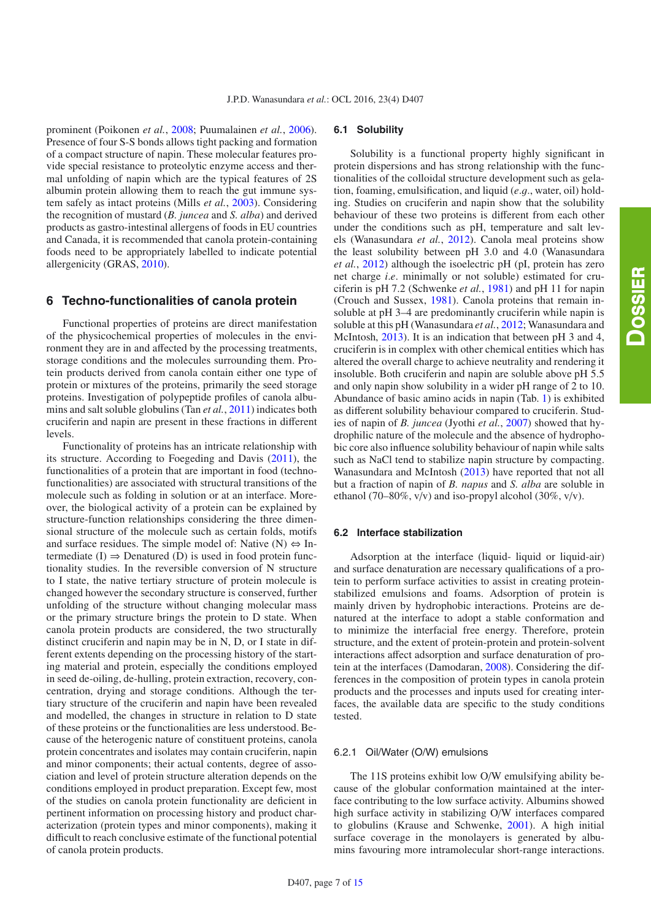prominent (Poikonen *et al.*, 2008; Puumalainen *et al.*, 2006). Presence of four S-S bonds allows tight packing and formation of a compact structure of napin. These molecular features provide special resistance to proteolytic enzyme access and thermal unfolding of napin which are the typical features of 2S albumin protein allowing them to reach the gut immune system safely as intact proteins (Mills *et al.*, 2003). Considering the recognition of mustard (*B. juncea* and *S. alba*) and derived products as gastro-intestinal allergens of foods in EU countries and Canada, it is recommended that canola protein-containing foods need to be appropriately labelled to indicate potential allergenicity (GRAS, 2010).

## 6 Techno-functionalities of canola protein

Functional properties of proteins are direct manifestation of the physicochemical properties of molecules in the environment they are in and affected by the processing treatments, storage conditions and the molecules surrounding them. Protein products derived from canola contain either one type of protein or mixtures of the proteins, primarily the seed storage proteins. Investigation of polypeptide profiles of canola albumins and salt soluble globulins (Tan *et al.*, 2011) indicates both cruciferin and napin are present in these fractions in different levels.

Functionality of proteins has an intricate relationship with its structure. According to Foegeding and Davis (2011), the functionalities of a protein that are important in food (techno-functionalities) are associated with structural transitions of the molecule such as folding in solution or at an interface. Moreover, the biological activity of a protein can be explained by structure-function relationships considering the three dimensional structure of the molecule such as certain folds, motifs and surface residues. The simple model of: Native (N) $\Leftrightarrow$ Intermediate (I) $\Rightarrow$ Denatured (D) is used in food protein functionality studies. In the reversible conversion of N structure to I state, the native tertiary structure of protein molecule is changed however the secondary structure is conserved, further unfolding of the structure without changing molecular mass or the primary structure brings the protein to D state. When canola protein products are considered, the two structurally distinct cruciferin and napin may be in N, D, or I state in different extents depending on the processing history of the starting material and protein, especially the conditions employed in seed de-oiling, de-hulling, protein extraction, recovery, concentration, drying and storage conditions. Although the tertiary structure of the cruciferin and napin have been revealed and modelled, the changes in structure in relation to D state of these proteins or the functionalities are less understood. Because of the heterogenic nature of constituent proteins, canola protein concentrates and isolates may contain cruciferin, napin and minor components; their actual contents, degree of association and level of protein structure alteration depends on the conditions employed in product preparation. Except few, most of the studies on canola protein functionality are deficient in pertinent information on processing history and product characterization (protein types and minor components), making it difficult to reach conclusive estimate of the functional potential of canola protein products.

### 6.1 Solubility

Solubility is a functional property highly significant in protein dispersions and has strong relationship with the functionalities of the colloidal structure development such as gelation, foaming, emulsification, and liquid (*e.g.*, water, oil) holding. Studies on cruciferin and napin show that the solubility behaviour of these two proteins is different from each other under the conditions such as pH, temperature and salt levels (Wanasundara *et al.*, 2012). Canola meal proteins show the least solubility between pH 3.0 and 4.0 (Wanasundara *et al.*, 2012) although the isoelectric pH (pI, protein has zero net charge *i.e.* minimally or not soluble) estimated for cruciferin is pH 7.2 (Schwenke *et al.*, 1981) and pH 11 for napin (Crouch and Sussex, 1981). Canola proteins that remain insoluble at pH 3–4 are predominantly cruciferin while napin is soluble at this pH (Wanasundara *et al.*, 2012; Wanasundara and McIntosh, 2013). It is an indication that between pH 3 and 4, cruciferin is in complex with other chemical entities which has altered the overall charge to achieve neutrality and rendering it insoluble. Both cruciferin and napin are soluble above pH 5.5 and only napin show solubility in a wider pH range of 2 to 10. Abundance of basic amino acids in napin (Tab. 1) is exhibited as different solubility behaviour compared to cruciferin. Studies of napin of *B. juncea* (Jyothi *et al.*, 2007) showed that hydrophilic nature of the molecule and the absence of hydrophobic core also influence solubility behaviour of napin while salts such as NaCl tend to stabilize napin structure by compacting. Wanasundara and McIntosh (2013) have reported that not all but a fraction of napin of *B. napus* and *S. alba* are soluble in ethanol (70–80%, v/v) and iso-propyl alcohol (30%, v/v).

### 6.2 Interface stabilization

Adsorption at the interface (liquid- liquid or liquid-air) and surface denaturation are necessary qualifications of a protein to perform surface activities to assist in creating protein-stabilized emulsions and foams. Adsorption of protein is mainly driven by hydrophobic interactions. Proteins are denatured at the interface to adopt a stable conformation and to minimize the interfacial free energy. Therefore, protein structure, and the extent of protein-protein and protein-solvent interactions affect adsorption and surface denaturation of protein at the interfaces (Damodaran, 2008). Considering the differences in the composition of protein types in canola protein products and the processes and inputs used for creating interfaces, the available data are specific to the study conditions tested.

#### 6.2.1 Oil/Water (O/W) emulsions

The 11S proteins exhibit low O/W emulsifying ability because of the globular conformation maintained at the interface contributing to the low surface activity. Albumins showed high surface activity in stabilizing O/W interfaces compared to globulins (Krause and Schwenke, 2001). A high initial surface coverage in the monolayers is generated by albumins favouring more intramolecular short-range interactions.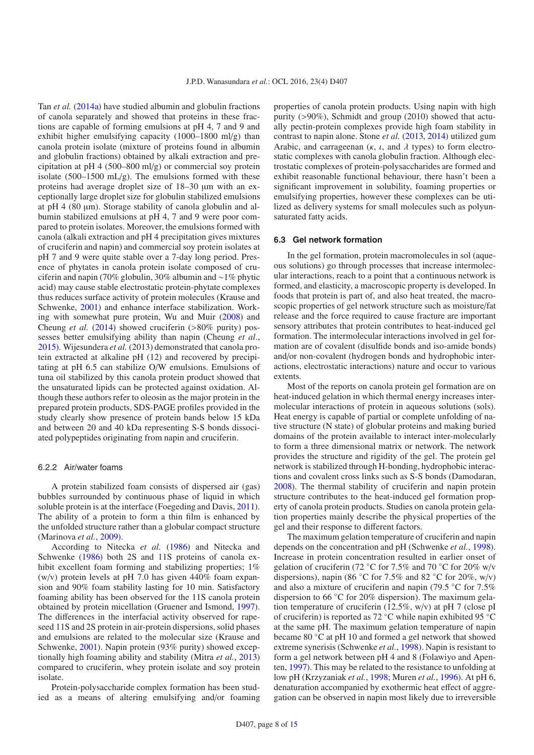Tan *et al.* (2014a) have studied albumin and globulin fractions of canola separately and showed that proteins in these fractions are capable of forming emulsions at pH 4, 7 and 9 and exhibit higher emulsifying capacity (1000–1800 ml/g) than canola protein isolate (mixture of proteins found in albumin and globulin fractions) obtained by alkali extraction and precipitation at pH 4 (500–800 ml/g) or commercial soy protein isolate (500–1500 mL/g). The emulsions formed with these proteins had average droplet size of 18–30 μm with an exceptionally large droplet size for globulin stabilized emulsions at pH 4 (80 μm). Storage stability of canola globulin and albumin stabilized emulsions at pH 4, 7 and 9 were poor compared to protein isolates. Moreover, the emulsions formed with canola (alkali extraction and pH 4 precipitation gives mixtures of cruciferin and napin) and commercial soy protein isolates at pH 7 and 9 were quite stable over a 7-day long period. Presence of phytates in canola protein isolate composed of cruciferin and napin (70% globulin, 30% albumin and ∼1% phytic acid) may cause stable electrostatic protein-phytate complexes thus reduces surface activity of protein molecules (Krause and Schwenke, 2001) and enhance interface stabilization. Working with somewhat pure protein, Wu and Muir (2008) and Cheung *et al.* (2014) showed cruciferin (>80% purity) possesses better emulsifying ability than napin (Cheung *et al.*, 2015). Wijesundera *et al.* (2013) demonstrated that canola protein extracted at alkaline pH (12) and recovered by precipitating at pH 6.5 can stabilize O/W emulsions. Emulsions of tuna oil stabilized by this canola protein product showed that the unsaturated lipids can be protected against oxidation. Although these authors refer to oleosin as the major protein in the prepared protein products, SDS-PAGE profiles provided in the study clearly show presence of protein bands below 15 kDa and between 20 and 40 kDa representing S-S bonds dissociated polypeptides originating from napin and cruciferin.

#### 6.2.2 Air/water foams

A protein stabilized foam consists of dispersed air (gas) bubbles surrounded by continuous phase of liquid in which soluble protein is at the interface (Foegeding and Davis, 2011). The ability of a protein to form a thin film is enhanced by the unfolded structure rather than a globular compact structure (Marinova *et al.*, 2009).

According to Nitecka *et al.* (1986) and Nitecka and Schwenke (1986) both 2S and 11S proteins of canola exhibit excellent foam forming and stabilizing properties; 1% (w/v) protein levels at pH 7.0 has given 440% foam expansion and 90% foam stability lasting for 10 min. Satisfactory foaming ability has been observed for the 11S canola protein obtained by protein micellation (Gruener and Ismond, 1997). The differences in the interfacial activity observed for rapeseed 11S and 2S protein in air-protein dispersions, solid phases and emulsions are related to the molecular size (Krause and Schwenke, 2001). Napin protein (93% purity) showed exceptionally high foaming ability and stability (Mitra *et al.*, 2013) compared to cruciferin, whey protein isolate and soy protein isolate.

Protein-polysaccharide complex formation has been studied as a means of altering emulsifying and/or foaming properties of canola protein products. Using napin with high purity (>90%), Schmidt and group (2010) showed that actually pectin-protein complexes provide high foam stability in contrast to napin alone. Stone *et al.* (2013, 2014) utilized gum Arabic, and carrageenan ($\kappa$, $\iota$, and $\lambda$ types) to form electrostatic complexes with canola globulin fraction. Although electrostatic complexes of protein-polysaccharides are formed and exhibit reasonable functional behaviour, there hasn't been a significant improvement in solubility, foaming properties or emulsifying properties, however these complexes can be utilized as delivery systems for small molecules such as polyunsaturated fatty acids.

### 6.3 Gel network formation

In the gel formation, protein macromolecules in sol (aqueous solutions) go through processes that increase intermolecular interactions, reach to a point that a continuous network is formed, and elasticity, a macroscopic property is developed. In foods that protein is part of, and also heat treated, the macroscopic properties of gel network structure such as moisture/fat release and the force required to cause fracture are important sensory attributes that protein contributes to heat-induced gel formation. The intermolecular interactions involved in gel formation are of covalent (disulfide bonds and iso-amide bonds) and/or non-covalent (hydrogen bonds and hydrophobic interactions, electrostatic interactions) nature and occur to various extents.

Most of the reports on canola protein gel formation are on heat-induced gelation in which thermal energy increases intermolecular interactions of protein in aqueous solutions (sols). Heat energy is capable of partial or complete unfolding of native structure (N state) of globular proteins and making buried domains of the protein available to interact inter-molecularly to form a three dimensional matrix or network. The network provides the structure and rigidity of the gel. The protein gel network is stabilized through H-bonding, hydrophobic interactions and covalent cross links such as S-S bonds (Damodaran, 2008). The thermal stability of cruciferin and napin protein structure contributes to the heat-induced gel formation property of canola protein products. Studies on canola protein gelation properties mainly describe the physical properties of the gel and their response to different factors.

The maximum gelation temperature of cruciferin and napin depends on the concentration and pH (Schwenke *et al.*, 1998). Increase in protein concentration resulted in earlier onset of gelation of cruciferin (72 °C for 7.5% and 70 °C for 20% w/v dispersions), napin (86 °C for 7.5% and 82 °C for 20%, w/v) and also a mixture of cruciferin and napin (79.5 °C for 7.5% dispersion to 66 °C for 20% dispersion). The maximum gelation temperature of cruciferin (12.5%, w/v) at pH 7 (close pI of cruciferin) is reported as 72 °C while napin exhibited 95 °C at the same pH. The maximum gelation temperature of napin became 80 °C at pH 10 and formed a gel network that showed extreme synerisis (Schwenke *et al.*, 1998). Napin is resistant to form a gel network between pH 4 and 8 (Folawiyo and Apenten, 1997). This may be related to the resistance to unfolding at low pH (Krzyzaniak *et al.*, 1998; Muren *et al.*, 1996). At pH 6, denaturation accompanied by exothermic heat effect of aggregation can be observed in napin most likely due to irreversible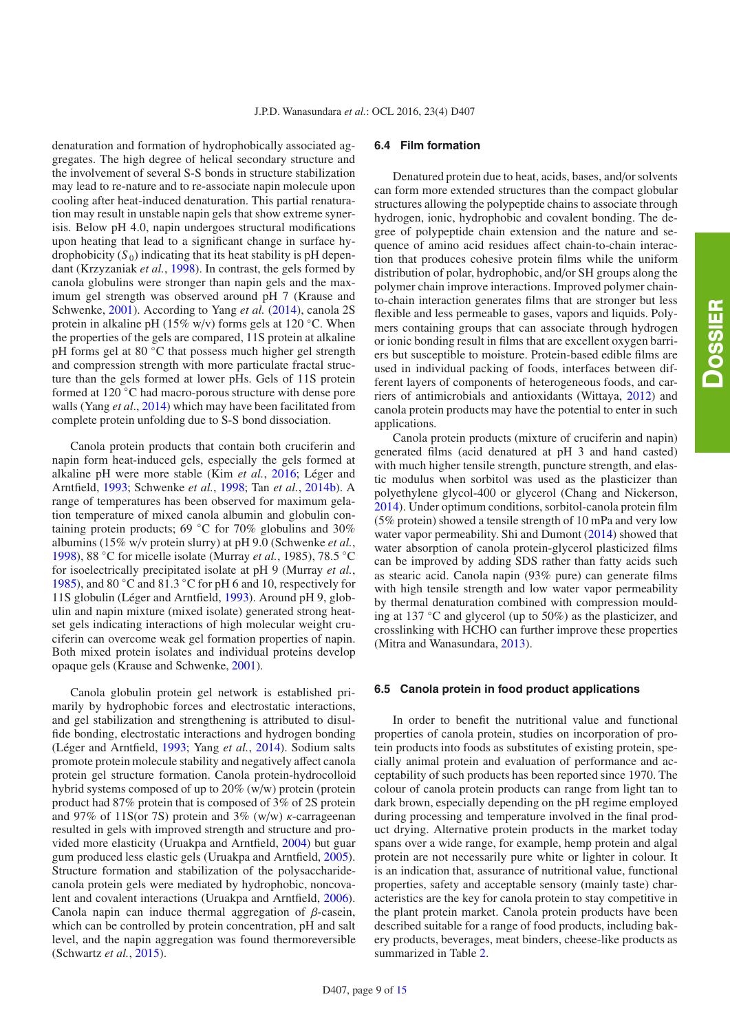denaturation and formation of hydrophobically associated aggregates. The high degree of helical secondary structure and the involvement of several S-S bonds in structure stabilization may lead to re-nature and to re-associate napin molecule upon cooling after heat-induced denaturation. This partial renaturation may result in unstable napin gels that show extreme syneresis. Below pH 4.0, napin undergoes structural modifications upon heating that lead to a significant change in surface hydrophobicity ($S_0$) indicating that its heat stability is pH dependant (Krzyzaniak *et al.*, 1998). In contrast, the gels formed by canola globulins were stronger than napin gels and the maximum gel strength was observed around pH 7 (Krause and Schwenke, 2001). According to Yang *et al.* (2014), canola 2S protein in alkaline pH (15% w/v) forms gels at 120 °C. When the properties of the gels are compared, 11S protein at alkaline pH forms gel at 80 °C that possess much higher gel strength and compression strength with more particulate fractal structure than the gels formed at lower pHs. Gels of 11S protein formed at 120 °C had macro-porous structure with dense pore walls (Yang *et al*., 2014) which may have been facilitated from complete protein unfolding due to S-S bond dissociation.

Canola protein products that contain both cruciferin and napin form heat-induced gels, especially the gels formed at alkaline pH were more stable (Kim *et al.*, 2016; Léger and Arntfield, 1993; Schwenke *et al.*, 1998; Tan *et al.*, 2014b). A range of temperatures has been observed for maximum gelation temperature of mixed canola albumin and globulin containing protein products; 69 °C for 70% globulins and 30% albumins (15% w/v protein slurry) at pH 9.0 (Schwenke *et al.*, 1998), 88 °C for micelle isolate (Murray *et al.*, 1985), 78.5 °C for isoelectrically precipitated isolate at pH 9 (Murray *et al.*, 1985), and 80 °C and 81.3 °C for pH 6 and 10, respectively for 11S globulin (Léger and Arntfield, 1993). Around pH 9, globulin and napin mixture (mixed isolate) generated strong heat-set gels indicating interactions of high molecular weight cruciferin can overcome weak gel formation properties of napin. Both mixed protein isolates and individual proteins develop opaque gels (Krause and Schwenke, 2001).

Canola globulin protein gel network is established primarily by hydrophobic forces and electrostatic interactions, and gel stabilization and strengthening is attributed to disulfide bonding, electrostatic interactions and hydrogen bonding (Léger and Arntfield, 1993; Yang *et al.*, 2014). Sodium salts promote protein molecule stability and negatively affect canola protein gel structure formation. Canola protein-hydrocolloid hybrid systems composed of up to 20% (w/w) protein (protein product had 87% protein that is composed of 3% of 2S protein and 97% of 11S(or 7S) protein and 3% (w/w) $\kappa$-carrageenan resulted in gels with improved strength and structure and provided more elasticity (Uruakpa and Arntfield, 2004) but guar gum produced less elastic gels (Uruakpa and Arntfield, 2005). Structure formation and stabilization of the polysaccharide-canola protein gels were mediated by hydrophobic, noncovalent and covalent interactions (Uruakpa and Arntfield, 2006). Canola napin can induce thermal aggregation of $\beta$-casein, which can be controlled by protein concentration, pH and salt level, and the napin aggregation was found thermoreversible (Schwartz *et al.*, 2015).

### 6.4 Film formation

Denatured protein due to heat, acids, bases, and/or solvents can form more extended structures than the compact globular structures allowing the polypeptide chains to associate through hydrogen, ionic, hydrophobic and covalent bonding. The degree of polypeptide chain extension and the nature and sequence of amino acid residues affect chain-to-chain interaction that produces cohesive protein films while the uniform distribution of polar, hydrophobic, and/or SH groups along the polymer chain improve interactions. Improved polymer chain-to-chain interaction generates films that are stronger but less flexible and less permeable to gases, vapors and liquids. Polymers containing groups that can associate through hydrogen or ionic bonding result in films that are excellent oxygen barriers but susceptible to moisture. Protein-based edible films are used in individual packing of foods, interfaces between different layers of components of heterogeneous foods, and carriers of antimicrobials and antioxidants (Wittaya, 2012) and canola protein products may have the potential to enter in such applications.

Canola protein products (mixture of cruciferin and napin) generated films (acid denatured at pH 3 and hand casted) with much higher tensile strength, puncture strength, and elastic modulus when sorbitol was used as the plasticizer than polyethylene glycol-400 or glycerol (Chang and Nickerson, 2014). Under optimum conditions, sorbitol-canola protein film (5% protein) showed a tensile strength of 10 mPa and very low water vapor permeability. Shi and Dumont (2014) showed that water absorption of canola protein-glycerol plasticized films can be improved by adding SDS rather than fatty acids such as stearic acid. Canola napin (93% pure) can generate films with high tensile strength and low water vapor permeability by thermal denaturation combined with compression moulding at 137 °C and glycerol (up to 50%) as the plasticizer, and crosslinking with HCHO can further improve these properties (Mitra and Wanasundara, 2013).

### 6.5 Canola protein in food product applications

In order to benefit the nutritional value and functional properties of canola protein, studies on incorporation of protein products into foods as substitutes of existing protein, specially animal protein and evaluation of performance and acceptability of such products has been reported since 1970. The colour of canola protein products can range from light tan to dark brown, especially depending on the pH regime employed during processing and temperature involved in the final product drying. Alternative protein products in the market today spans over a wide range, for example, hemp protein and algal protein are not necessarily pure white or lighter in colour. It is an indication that, assurance of nutritional value, functional properties, safety and acceptable sensory (mainly taste) characteristics are the key for canola protein to stay competitive in the plant protein market. Canola protein products have been described suitable for a range of food products, including bakery products, beverages, meat binders, cheese-like products as summarized in Table 2.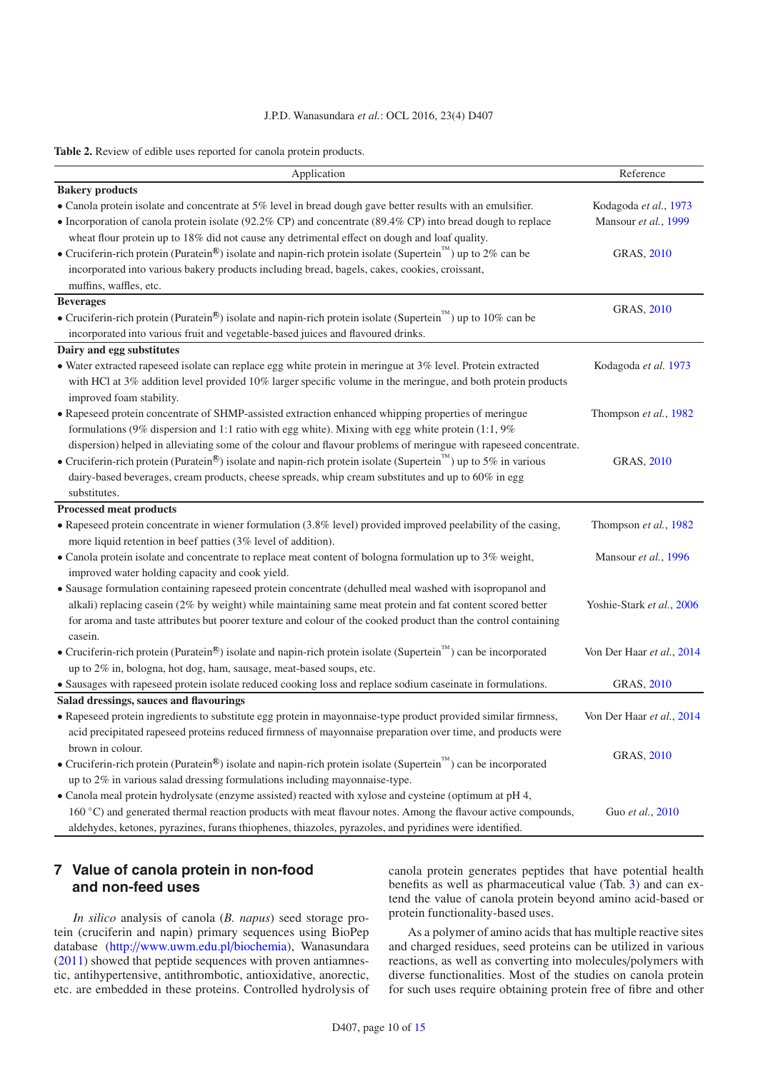**Table 2.** Review of edible uses reported for canola protein products.

| Application | Reference |
|---|---|
| **Bakery products** | |
| • Canola protein isolate and concentrate at 5% level in bread dough gave better results with an emulsifier. | Kodagoda *et al.*, 1973 |
| • Incorporation of canola protein isolate (92.2% CP) and concentrate (89.4% CP) into bread dough to replace wheat flour protein up to 18% did not cause any detrimental effect on dough and loaf quality. | Mansour *et al.*, 1999 |
| • Cruciferin-rich protein (Puratein®) isolate and napin-rich protein isolate (Supertein™) up to 2% can be incorporated into various bakery products including bread, bagels, cakes, cookies, croissant, muffins, waffles, etc. | GRAS, 2010 |
| **Beverages** | |
| • Cruciferin-rich protein (Puratein®) isolate and napin-rich protein isolate (Supertein™) up to 10% can be incorporated into various fruit and vegetable-based juices and flavoured drinks. | GRAS, 2010 |
| **Dairy and egg substitutes** | |
| • Water extracted rapeseed isolate can replace egg white protein in meringue at 3% level. Protein extracted with HCl at 3% addition level provided 10% larger specific volume in the meringue, and both protein products improved foam stability. | Kodagoda *et al.* 1973 |
| • Rapeseed protein concentrate of SHMP-assisted extraction enhanced whipping properties of meringue formulations (9% dispersion and 1:1 ratio with egg white). Mixing with egg white protein (1:1, 9% dispersion) helped in alleviating some of the colour and flavour problems of meringue with rapeseed concentrate. | Thompson *et al.*, 1982 |
| • Cruciferin-rich protein (Puratein®) isolate and napin-rich protein isolate (Supertein™) up to 5% in various dairy-based beverages, cream products, cheese spreads, whip cream substitutes and up to 60% in egg substitutes. | GRAS, 2010 |
| **Processed meat products** | |
| • Rapeseed protein concentrate in wiener formulation (3.8% level) provided improved peelability of the casing, more liquid retention in beef patties (3% level of addition). | Thompson *et al.*, 1982 |
| • Canola protein isolate and concentrate to replace meat content of bologna formulation up to 3% weight, improved water holding capacity and cook yield. | Mansour *et al.*, 1996 |
| • Sausage formulation containing rapeseed protein concentrate (dehulled meal washed with isopropanol and alkali) replacing casein (2% by weight) while maintaining same meat protein and fat content scored better for aroma and taste attributes but poorer texture and colour of the cooked product than the control containing casein. | Yoshie-Stark *et al.*, 2006 |
| • Cruciferin-rich protein (Puratein®) isolate and napin-rich protein isolate (Supertein™) can be incorporated up to 2% in, bologna, hot dog, ham, sausage, meat-based soups, etc. | Von Der Haar *et al.*, 2014 |
| • Sausages with rapeseed protein isolate reduced cooking loss and replace sodium caseinate in formulations. | GRAS, 2010 |
| **Salad dressings, sauces and flavourings** | |
| • Rapeseed protein ingredients to substitute egg protein in mayonnaise-type product provided similar firmness, acid precipitated rapeseed proteins reduced firmness of mayonnaise preparation over time, and products were brown in colour. | Von Der Haar *et al.*, 2014 |
| • Cruciferin-rich protein (Puratein®) isolate and napin-rich protein isolate (Supertein™) can be incorporated up to 2% in various salad dressing formulations including mayonnaise-type. | GRAS, 2010 |
| • Canola meal protein hydrolysate (enzyme assisted) reacted with xylose and cysteine (optimum at pH 4, 160 °C) and generated thermal reaction products with meat flavour notes. Among the flavour active compounds, aldehydes, ketones, pyrazines, furans thiophenes, thiazoles, pyrazoles, and pyridines were identified. | Guo *et al.*, 2010 |

## 7 Value of canola protein in non-food and non-feed uses

*In silico* analysis of canola (*B. napus*) seed storage protein (cruciferin and napin) primary sequences using BioPep database (http://www.uwm.edu.pl/biochemia), Wanasundara (2011) showed that peptide sequences with proven antiamnestic, antihypertensive, antithrombotic, antioxidative, anorectic, etc. are embedded in these proteins. Controlled hydrolysis of canola protein generates peptides that have potential health benefits as well as pharmaceutical value (Tab. 3) and can extend the value of canola protein beyond amino acid-based or protein functionality-based uses.

As a polymer of amino acids that has multiple reactive sites and charged residues, seed proteins can be utilized in various reactions, as well as converting into molecules/polymers with diverse functionalities. Most of the studies on canola protein for such uses require obtaining protein free of fibre and other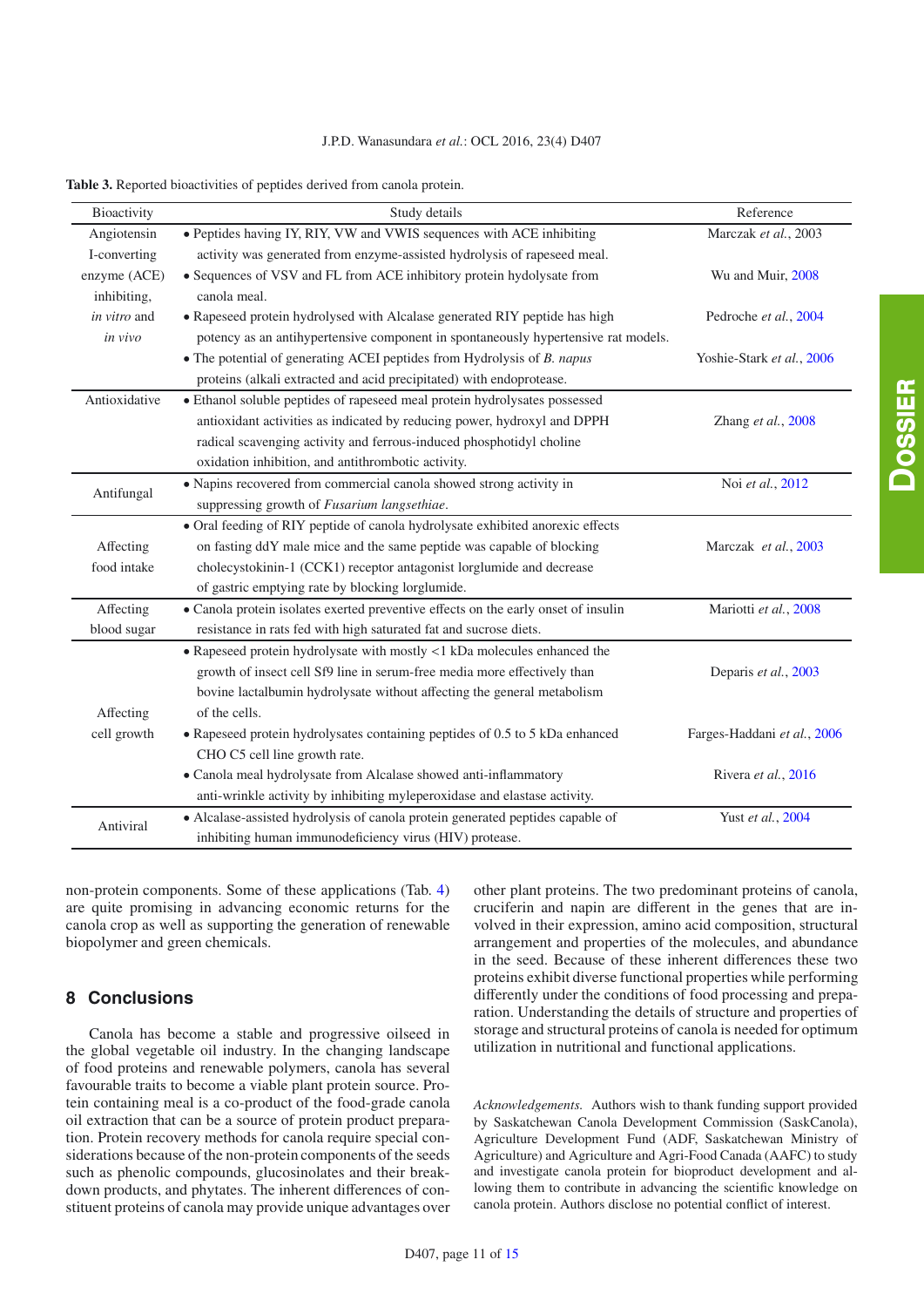**Table 3.** Reported bioactivities of peptides derived from canola protein.

| Bioactivity | Study details | Reference |
|---|---|---|
| Angiotensin I-converting enzyme (ACE) inhibiting, *in vitro* and *in vivo* | • Peptides having IY, RIY, VW and VWIS sequences with ACE inhibiting activity was generated from enzyme-assisted hydrolysis of rapeseed meal. | Marczak *et al.*, 2003 |
| | • Sequences of VSV and FL from ACE inhibitory protein hydolysate from canola meal. | Wu and Muir, 2008 |
| | • Rapeseed protein hydrolysed with Alcalase generated RIY peptide has high potency as an antihypertensive component in spontaneously hypertensive rat models. | Pedroche *et al.*, 2004 |
| | • The potential of generating ACEI peptides from Hydrolysis of *B. napus* proteins (alkali extracted and acid precipitated) with endoprotease. | Yoshie-Stark *et al.*, 2006 |
| Antioxidative | • Ethanol soluble peptides of rapeseed meal protein hydrolysates possessed antioxidant activities as indicated by reducing power, hydroxyl and DPPH radical scavenging activity and ferrous-induced phosphotidyl choline oxidation inhibition, and antithrombotic activity. | Zhang *et al.*, 2008 |
| Antifungal | • Napins recovered from commercial canola showed strong activity in suppressing growth of *Fusarium langsethiae*. | Noi *et al.*, 2012 |
| Affecting food intake | • Oral feeding of RIY peptide of canola hydrolysate exhibited anorexic effects on fasting ddY male mice and the same peptide was capable of blocking cholecystokinin-1 (CCK1) receptor antagonist lorglumide and decrease of gastric emptying rate by blocking lorglumide. | Marczak *et al.*, 2003 |
| Affecting blood sugar | • Canola protein isolates exerted preventive effects on the early onset of insulin resistance in rats fed with high saturated fat and sucrose diets. | Mariotti *et al.*, 2008 |
| Affecting cell growth | • Rapeseed protein hydrolysate with mostly <1 kDa molecules enhanced the growth of insect cell Sf9 line in serum-free media more effectively than bovine lactalbumin hydrolysate without affecting the general metabolism of the cells. | Deparis *et al.*, 2003 |
| | • Rapeseed protein hydrolysates containing peptides of 0.5 to 5 kDa enhanced CHO C5 cell line growth rate. | Farges-Haddani *et al.*, 2006 |
| | • Canola meal hydrolysate from Alcalase showed anti-inflammatory anti-wrinkle activity by inhibiting myleperoxidase and elastase activity. | Rivera *et al.*, 2016 |
| Antiviral | • Alcalase-assisted hydrolysis of canola protein generated peptides capable of inhibiting human immunodeficiency virus (HIV) protease. | Yust *et al.*, 2004 |

non-protein components. Some of these applications (Tab. 4) are quite promising in advancing economic returns for the canola crop as well as supporting the generation of renewable biopolymer and green chemicals.

## 8 Conclusions

Canola has become a stable and progressive oilseed in the global vegetable oil industry. In the changing landscape of food proteins and renewable polymers, canola has several favourable traits to become a viable plant protein source. Protein containing meal is a co-product of the food-grade canola oil extraction that can be a source of protein product preparation. Protein recovery methods for canola require special considerations because of the non-protein components of the seeds such as phenolic compounds, glucosinolates and their breakdown products, and phytates. The inherent differences of constituent proteins of canola may provide unique advantages over other plant proteins. The two predominant proteins of canola, cruciferin and napin are different in the genes that are involved in their expression, amino acid composition, structural arrangement and properties of the molecules, and abundance in the seed. Because of these inherent differences these two proteins exhibit diverse functional properties while performing differently under the conditions of food processing and preparation. Understanding the details of structure and properties of storage and structural proteins of canola is needed for optimum utilization in nutritional and functional applications.

*Acknowledgements.* Authors wish to thank funding support provided by Saskatchewan Canola Development Commission (SaskCanola), Agriculture Development Fund (ADF, Saskatchewan Ministry of Agriculture) and Agriculture and Agri-Food Canada (AAFC) to study and investigate canola protein for bioproduct development and allowing them to contribute in advancing the scientific knowledge on canola protein. Authors disclose no potential conflict of interest.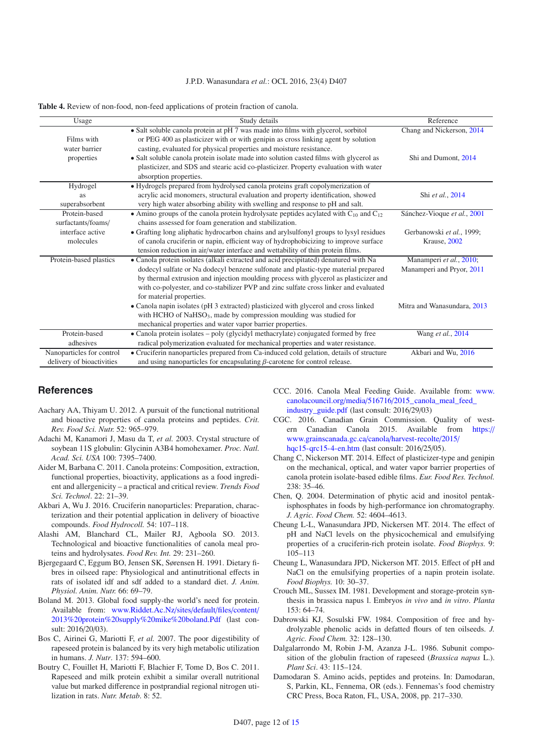**Table 4.** Review of non-food, non-feed applications of protein fraction of canola.

| Usage | Study details | Reference |
|---|---|---|
| Films with water barrier properties | • Salt soluble canola protein at pH 7 was made into films with glycerol, sorbitol or PEG 400 as plasticizer with or with genipin as cross linking agent by solution casting, evaluated for physical properties and moisture resistance. | Chang and Nickerson, 2014 |
| | • Salt soluble canola protein isolate made into solution casted films with glycerol as plasticizer, and SDS and stearic acid co-plasticizer. Property evaluation with water absorption properties. | Shi and Dumont, 2014 |
| Hydrogel as superabsorbent | • Hydrogels prepared from hydrolysed canola proteins graft copolymerization of acrylic acid monomers, structural evaluation and property identification, showed very high water absorbing ability with swelling and response to pH and salt. | Shi *et al.*, 2014 |
| Protein-based surfactants/foams/ interface active molecules | • Amino groups of the canola protein hydrolysate peptides acylated with $C_{10}$ and $C_{12}$ chains assessed for foam generation and stabilization. | Sánchez-Vioque *et al.*, 2001 |
| | • Grafting long aliphatic hydrocarbon chains and arylsulfonyl groups to lysyl residues of canola cruciferin or napin, efficient way of hydrophobicizing to improve surface tension reduction in air/water interface and wettability of thin protein films. | Gerbanowski *et al.*, 1999; Krause, 2002 |
| Protein-based plastics | • Canola protein isolates (alkali extracted and acid precipitated) denatured with Na dodecyl sulfate or Na dodecyl benzene sulfonate and plastic-type material prepared by thermal extrusion and injection moulding process with glycerol as plasticizer and with co-polyester, and co-stabilizer PVP and zinc sulfate cross linker and evaluated for material properties. | Manamperi *et al.*, 2010; Manamperi and Pryor, 2011 |
| | • Canola napin isolates (pH 3 extracted) plasticized with glycerol and cross linked with HCHO of $NaHSO_3$, made by compression moulding was studied for mechanical properties and water vapor barrier properties. | Mitra and Wanasundara, 2013 |
| Protein-based adhesives | • Canola protein isolates – poly (glycidyl methacrylate) conjugated formed by free radical polymerization evaluated for mechanical properties and water resistance. | Wang *et al.*, 2014 |
| Nanoparticles for control delivery of bioactivities | • Cruciferin nanoparticles prepared from Ca-induced cold gelation, details of structure and using nanoparticles for encapsulating $\beta$-carotene for control release. | Akbari and Wu, 2016 |

## References

Aachary AA, Thiyam U. 2012. A pursuit of the functional nutritional and bioactive properties of canola proteins and peptides. *Crit. Rev. Food Sci. Nutr.* 52: 965–979.

Adachi M, Kanamori J, Masu da T, *et al.* 2003. Crystal structure of soybean 11S globulin: Glycinin A3B4 homohexamer. *Proc. Natl. Acad. Sci. USA* 100: 7395–7400.

Aider M, Barbana C. 2011. Canola proteins: Composition, extraction, functional properties, bioactivity, applications as a food ingredient and allergenicity – a practical and critical review. *Trends Food Sci. Technol*. 22: 21–39.

Akbari A, Wu J. 2016. Cruciferin nanoparticles: Preparation, characterization and their potential application in delivery of bioactive compounds. *Food Hydrocoll.* 54: 107–118.

Alashi AM, Blanchard CL, Mailer RJ, Agboola SO. 2013. Technological and bioactive functionalities of canola meal proteins and hydrolysates. *Food Rev. Int.* 29: 231–260.

Bjergegaard C, Eggum BO, Jensen SK, Sørensen H. 1991. Dietary fibres in oilseed rape: Physiological and antinutritional effects in rats of isolated idf and sdf added to a standard diet. *J. Anim. Physiol. Anim. Nutr.* 66: 69–79.

Boland M. 2013. Global food supply-the world's need for protein. Available from: www.Riddet.Ac.Nz/sites/default/files/content/2013%20protein%20supply%20mike%20boland.Pdf (last consult: 2016/20/03).

Bos C, Airinei G, Mariotti F, *et al.* 2007. The poor digestibility of rapeseed protein is balanced by its very high metabolic utilization in humans. *J. Nutr*. 137: 594–600.

Boutry C, Fouillet H, Mariotti F, Blachier F, Tome D, Bos C. 2011. Rapeseed and milk protein exhibit a similar overall nutritional value but marked difference in postprandial regional nitrogen utilization in rats. *Nutr. Metab*. 8: 52.

CCC. 2016. Canola Meal Feeding Guide. Available from: www.canolacouncil.org/media/516716/2015_canola_meal_feed_industry_guide.pdf (last consult: 2016/29/03)

CGC. 2016. Canadian Grain Commission. Quality of western Canadian Canola 2015. Available from https://www.grainscanada.gc.ca/canola/harvest-recolte/2015/hqc15-qrc15-4-en.htm (last consult: 2016/25/05).

Chang C, Nickerson MT. 2014. Effect of plasticizer-type and genipin on the mechanical, optical, and water vapor barrier properties of canola protein isolate-based edible films. *Eur. Food Res. Technol.* 238: 35–46.

Chen, Q. 2004. Determination of phytic acid and inositol pentakisphosphates in foods by high-performance ion chromatography. *J. Agric. Food Chem.* 52: 4604–4613.

Cheung L-L, Wanasundara JPD, Nickersen MT. 2014. The effect of pH and NaCl levels on the physicochemical and emulsifying properties of a cruciferin-rich protein isolate. *Food Biophys.* 9: 105–113

Cheung L, Wanasundara JPD, Nickerson MT. 2015. Effect of pH and NaCl on the emulsifying properties of a napin protein isolate. *Food Biophys.* 10: 30–37.

Crouch ML, Sussex IM. 1981. Development and storage-protein synthesis in brassica napus l. Embryos *in vivo* and *in vitro*. *Planta* 153: 64–74.

Dabrowski KJ, Sosulski FW. 1984. Composition of free and hydrolyzable phenolic acids in defatted flours of ten oilseeds. *J. Agric. Food Chem.* 32: 128–130.

Dalgalarrondo M, Robin J-M, Azanza J-L. 1986. Subunit composition of the globulin fraction of rapeseed (*Brassica napus* L.). *Plant Sci*. 43: 115–124.

Damodaran S. Amino acids, peptides and proteins. In: Damodaran, S, Parkin, KL, Fennema, OR (eds.). Fennemas's food chemistry CRC Press, Boca Raton, FL, USA, 2008, pp. 217–330.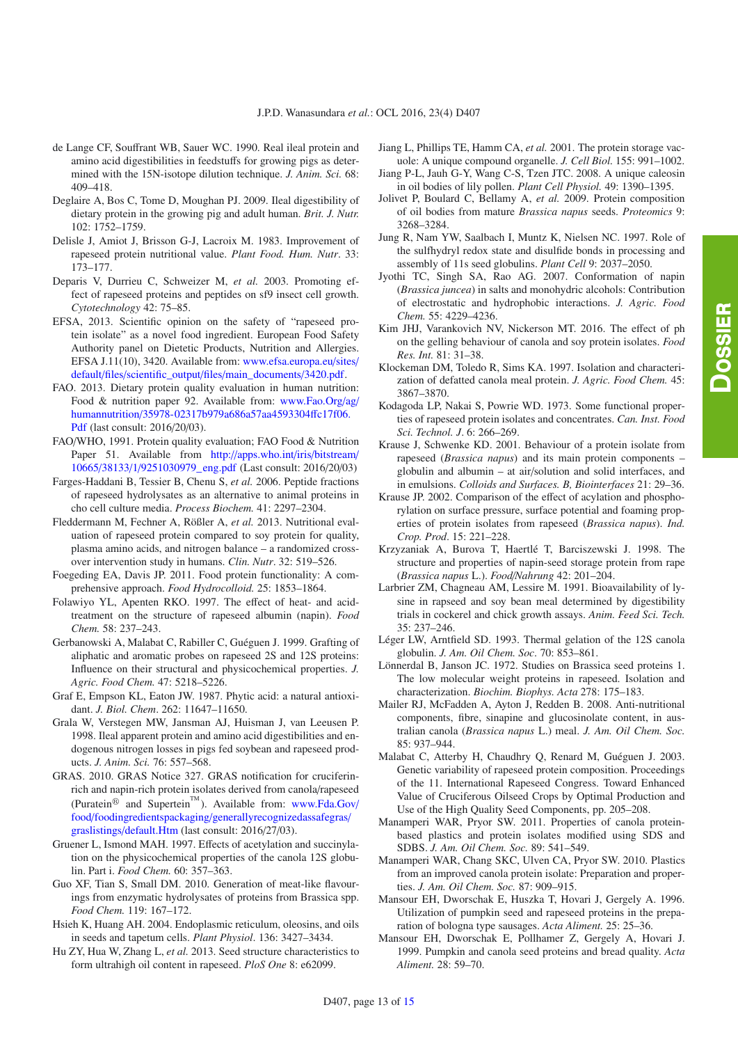de Lange CF, Souffrant WB, Sauer WC. 1990. Real ileal protein and amino acid digestibilities in feedstuffs for growing pigs as determined with the 15N-isotope dilution technique. *J. Anim. Sci.* 68: 409–418.

Deglaire A, Bos C, Tome D, Moughan PJ. 2009. Ileal digestibility of dietary protein in the growing pig and adult human. *Brit. J. Nutr.* 102: 1752–1759.

Delisle J, Amiot J, Brisson G-J, Lacroix M. 1983. Improvement of rapeseed protein nutritional value. *Plant Food. Hum. Nutr*. 33: 173–177.

Deparis V, Durrieu C, Schweizer M, *et al.* 2003. Promoting effect of rapeseed proteins and peptides on sf9 insect cell growth. *Cytotechnology* 42: 75–85.

EFSA, 2013. Scientific opinion on the safety of "rapeseed protein isolate" as a novel food ingredient. European Food Safety Authority panel on Dietetic Products, Nutrition and Allergies. EFSA J.11(10), 3420. Available from: www.efsa.europa.eu/sites/default/files/scientific_output/files/main_documents/3420.pdf.

FAO. 2013. Dietary protein quality evaluation in human nutrition: Food & nutrition paper 92. Available from: www.Fao.Org/ag/humannutrition/35978-02317b979a686a57aa4593304ffc17f06.Pdf (last consult: 2016/20/03).

FAO/WHO, 1991. Protein quality evaluation; FAO Food & Nutrition Paper 51. Available from http://apps.who.int/iris/bitstream/10665/38133/1/9251030979_eng.pdf (Last consult: 2016/20/03)

Farges-Haddani B, Tessier B, Chenu S, *et al.* 2006. Peptide fractions of rapeseed hydrolysates as an alternative to animal proteins in CHO cell culture media. *Process Biochem.* 41: 2297–2304.

Fleddermann M, Fechner A, Rößler A, *et al.* 2013. Nutritional evaluation of rapeseed protein compared to soy protein for quality, plasma amino acids, and nitrogen balance – a randomized crossover intervention study in humans. *Clin. Nutr*. 32: 519–526.

Foegeding EA, Davis JP. 2011. Food protein functionality: A comprehensive approach. *Food Hydrocolloid.* 25: 1853–1864.

Folawiyo YL, Apenten RKO. 1997. The effect of heat- and acid-treatment on the structure of rapeseed albumin (napin). *Food Chem.* 58: 237–243.

Gerbanowski A, Malabat C, Rabiller C, Guéguen J. 1999. Grafting of aliphatic and aromatic probes on rapeseed 2S and 12S proteins: Influence on their structural and physicochemical properties. *J. Agric. Food Chem.* 47: 5218–5226.

Graf E, Empson KL, Eaton JW. 1987. Phytic acid: a natural antioxidant. *J. Biol. Chem*. 262: 11647–11650.

Grala W, Verstegen MW, Jansman AJ, Huisman J, van Leeusen P. 1998. Ileal apparent protein and amino acid digestibilities and endogenous nitrogen losses in pigs fed soybean and rapeseed products. *J. Anim. Sci.* 76: 557–568.

GRAS. 2010. GRAS Notice 327. GRAS notification for cruciferin-rich and napin-rich protein isolates derived from canola/rapeseed (Puratein® and Supertein™). Available from: www.Fda.Gov/food/foodingredientspackaging/generallyrecognizedassafegras/graslistings/default.Htm (last consult: 2016/27/03).

Gruener L, Ismond MAH. 1997. Effects of acetylation and succinylation on the physicochemical properties of the canola 12S globulin. Part i. *Food Chem.* 60: 357–363.

Guo XF, Tian S, Small DM. 2010. Generation of meat-like flavourings from enzymatic hydrolysates of proteins from Brassica spp. *Food Chem.* 119: 167–172.

Hsieh K, Huang AH. 2004. Endoplasmic reticulum, oleosins, and oils in seeds and tapetum cells. *Plant Physiol*. 136: 3427–3434.

Hu ZY, Hua W, Zhang L, *et al.* 2013. Seed structure characteristics to form ultrahigh oil content in rapeseed. *PloS One* 8: e62099.

Jiang L, Phillips TE, Hamm CA, *et al.* 2001. The protein storage vacuole: A unique compound organelle. *J. Cell Biol.* 155: 991–1002.

Jiang P-L, Jauh G-Y, Wang C-S, Tzen JTC. 2008. A unique caleosin in oil bodies of lily pollen. *Plant Cell Physiol.* 49: 1390–1395.

Jolivet P, Boulard C, Bellamy A, *et al.* 2009. Protein composition of oil bodies from mature *Brassica napus* seeds. *Proteomics* 9: 3268–3284.

Jung R, Nam YW, Saalbach I, Muntz K, Nielsen NC. 1997. Role of the sulfhydryl redox state and disulfide bonds in processing and assembly of 11s seed globulins. *Plant Cell* 9: 2037–2050.

Jyothi TC, Singh SA, Rao AG. 2007. Conformation of napin (*Brassica juncea*) in salts and monohydric alcohols: Contribution of electrostatic and hydrophobic interactions. *J. Agric. Food Chem.* 55: 4229–4236.

Kim JHJ, Varankovich NV, Nickerson MT. 2016. The effect of ph on the gelling behaviour of canola and soy protein isolates. *Food Res. Int.* 81: 31–38.

Klockeman DM, Toledo R, Sims KA. 1997. Isolation and characterization of defatted canola meal protein. *J. Agric. Food Chem.* 45: 3867–3870.

Kodagoda LP, Nakai S, Powrie WD. 1973. Some functional properties of rapeseed protein isolates and concentrates. *Can. Inst. Food Sci. Technol. J*. 6: 266–269.

Krause J, Schwenke KD. 2001. Behaviour of a protein isolate from rapeseed (*Brassica napus*) and its main protein components – globulin and albumin – at air/solution and solid interfaces, and in emulsions. *Colloids and Surfaces. B, Biointerfaces* 21: 29–36.

Krause JP. 2002. Comparison of the effect of acylation and phosphorylation on surface pressure, surface potential and foaming properties of protein isolates from rapeseed (*Brassica napus*). *Ind. Crop. Prod*. 15: 221–228.

Krzyzaniak A, Burova T, Haertlé T, Barciszewski J. 1998. The structure and properties of napin-seed storage protein from rape (*Brassica napus* L.). *Food/Nahrung* 42: 201–204.

Larbrier ZM, Chagneau AM, Lessire M. 1991. Bioavailability of lysine in rapseed and soy bean meal determined by digestibility trials in cockerel and chick growth assays. *Anim. Feed Sci. Tech.* 35: 237–246.

Léger LW, Arntfield SD. 1993. Thermal gelation of the 12S canola globulin. *J. Am. Oil Chem. Soc*. 70: 853–861.

Lönnerdal B, Janson JC. 1972. Studies on Brassica seed proteins 1. The low molecular weight proteins in rapeseed. Isolation and characterization. *Biochim. Biophys. Acta* 278: 175–183.

Mailer RJ, McFadden A, Ayton J, Redden B. 2008. Anti-nutritional components, fibre, sinapine and glucosinolate content, in australian canola (*Brassica napus* L.) meal. *J. Am. Oil Chem. Soc.* 85: 937–944.

Malabat C, Atterby H, Chaudhry Q, Renard M, Guéguen J. 2003. Genetic variability of rapeseed protein composition. Proceedings of the 11. International Rapeseed Congress. Toward Enhanced Value of Cruciferous Oilseed Crops by Optimal Production and Use of the High Quality Seed Components, pp. 205–208.

Manamperi WAR, Pryor SW. 2011. Properties of canola protein-based plastics and protein isolates modified using SDS and SDBS. *J. Am. Oil Chem. Soc.* 89: 541–549.

Manamperi WAR, Chang SKC, Ulven CA, Pryor SW. 2010. Plastics from an improved canola protein isolate: Preparation and properties. *J. Am. Oil Chem. Soc.* 87: 909–915.

Mansour EH, Dworschak E, Huszka T, Hovari J, Gergely A. 1996. Utilization of pumpkin seed and rapeseed proteins in the preparation of bologna type sausages. *Acta Aliment.* 25: 25–36.

Mansour EH, Dworschak E, Pollhamer Z, Gergely A, Hovari J. 1999. Pumpkin and canola seed proteins and bread quality. *Acta Aliment.* 28: 59–70.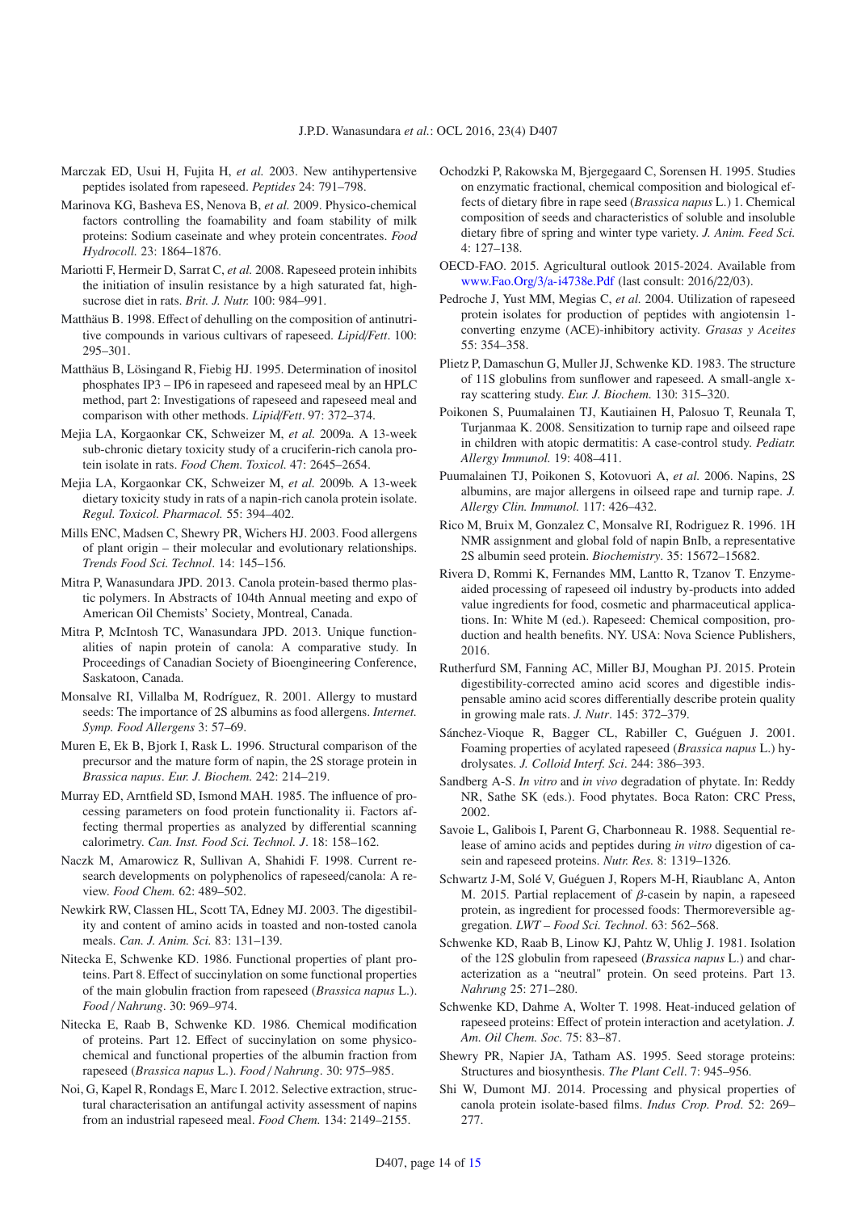Marczak ED, Usui H, Fujita H, *et al.* 2003. New antihypertensive peptides isolated from rapeseed. *Peptides* 24: 791–798.

Marinova KG, Basheva ES, Nenova B, *et al.* 2009. Physico-chemical factors controlling the foamability and foam stability of milk proteins: Sodium caseinate and whey protein concentrates. *Food Hydrocoll.* 23: 1864–1876.

Mariotti F, Hermeir D, Sarrat C, *et al.* 2008. Rapeseed protein inhibits the initiation of insulin resistance by a high saturated fat, high-sucrose diet in rats. *Brit. J. Nutr.* 100: 984–991.

Matthäus B. 1998. Effect of dehulling on the composition of antinutritive compounds in various cultivars of rapeseed. *Lipid/Fett*. 100: 295–301.

Matthäus B, Lösingand R, Fiebig HJ. 1995. Determination of inositol phosphates IP3 – IP6 in rapeseed and rapeseed meal by an HPLC method, part 2: Investigations of rapeseed and rapeseed meal and comparison with other methods. *Lipid/Fett*. 97: 372–374.

Mejia LA, Korgaonkar CK, Schweizer M, *et al.* 2009a. A 13-week sub-chronic dietary toxicity study of a cruciferin-rich canola protein isolate in rats. *Food Chem. Toxicol.* 47: 2645–2654.

Mejia LA, Korgaonkar CK, Schweizer M, *et al.* 2009b. A 13-week dietary toxicity study in rats of a napin-rich canola protein isolate. *Regul. Toxicol. Pharmacol.* 55: 394–402.

Mills ENC, Madsen C, Shewry PR, Wichers HJ. 2003. Food allergens of plant origin – their molecular and evolutionary relationships. *Trends Food Sci. Technol*. 14: 145–156.

Mitra P, Wanasundara JPD. 2013. Canola protein-based thermo plastic polymers. In Abstracts of 104th Annual meeting and expo of American Oil Chemists' Society, Montreal, Canada.

Mitra P, McIntosh TC, Wanasundara JPD. 2013. Unique functionalities of napin protein of canola: A comparative study. In Proceedings of Canadian Society of Bioengineering Conference, Saskatoon, Canada.

Monsalve RI, Villalba M, Rodríguez, R. 2001. Allergy to mustard seeds: The importance of 2S albumins as food allergens. *Internet. Symp. Food Allergens* 3: 57–69.

Muren E, Ek B, Bjork I, Rask L. 1996. Structural comparison of the precursor and the mature form of napin, the 2S storage protein in *Brassica napus*. *Eur. J. Biochem.* 242: 214–219.

Murray ED, Arntfield SD, Ismond MAH. 1985. The influence of processing parameters on food protein functionality ii. Factors affecting thermal properties as analyzed by differential scanning calorimetry. *Can. Inst. Food Sci. Technol. J*. 18: 158–162.

Naczk M, Amarowicz R, Sullivan A, Shahidi F. 1998. Current research developments on polyphenolics of rapeseed/canola: A review. *Food Chem.* 62: 489–502.

Newkirk RW, Classen HL, Scott TA, Edney MJ. 2003. The digestibility and content of amino acids in toasted and non-tosted canola meals. *Can. J. Anim. Sci.* 83: 131–139.

Nitecka E, Schwenke KD. 1986. Functional properties of plant proteins. Part 8. Effect of succinylation on some functional properties of the main globulin fraction from rapeseed (*Brassica napus* L.). *Food / Nahrung*. 30: 969–974.

Nitecka E, Raab B, Schwenke KD. 1986. Chemical modification of proteins. Part 12. Effect of succinylation on some physicochemical and functional properties of the albumin fraction from rapeseed (*Brassica napus* L.). *Food / Nahrung*. 30: 975–985.

Noi, G, Kapel R, Rondags E, Marc I. 2012. Selective extraction, structural characterisation an antifungal activity assessment of napins from an industrial rapeseed meal. *Food Chem.* 134: 2149–2155.

Ochodzki P, Rakowska M, Bjergegaard C, Sorensen H. 1995. Studies on enzymatic fractional, chemical composition and biological effects of dietary fibre in rape seed (*Brassica napus* L.) 1. Chemical composition of seeds and characteristics of soluble and insoluble dietary fibre of spring and winter type variety. *J. Anim. Feed Sci.* 4: 127–138.

OECD-FAO. 2015. Agricultural outlook 2015-2024. Available from www.Fao.Org/3/a-i4738e.Pdf (last consult: 2016/22/03).

Pedroche J, Yust MM, Megias C, *et al.* 2004. Utilization of rapeseed protein isolates for production of peptides with angiotensin 1-converting enzyme (ACE)-inhibitory activity. *Grasas y Aceites* 55: 354–358.

Plietz P, Damaschun G, Muller JJ, Schwenke KD. 1983. The structure of 11S globulins from sunflower and rapeseed. A small-angle x-ray scattering study. *Eur. J. Biochem.* 130: 315–320.

Poikonen S, Puumalainen TJ, Kautiainen H, Palosuo T, Reunala T, Turjanmaa K. 2008. Sensitization to turnip rape and oilseed rape in children with atopic dermatitis: A case-control study. *Pediatr. Allergy Immunol.* 19: 408–411.

Puumalainen TJ, Poikonen S, Kotovuori A, *et al.* 2006. Napins, 2S albumins, are major allergens in oilseed rape and turnip rape. *J. Allergy Clin. Immunol.* 117: 426–432.

Rico M, Bruix M, Gonzalez C, Monsalve RI, Rodriguez R. 1996. 1H NMR assignment and global fold of napin BnIb, a representative 2S albumin seed protein. *Biochemistry*. 35: 15672–15682.

Rivera D, Rommi K, Fernandes MM, Lantto R, Tzanov T. Enzyme-aided processing of rapeseed oil industry by-products into added value ingredients for food, cosmetic and pharmaceutical applications. In: White M (ed.). Rapeseed: Chemical composition, production and health benefits. NY. USA: Nova Science Publishers, 2016.

Rutherfurd SM, Fanning AC, Miller BJ, Moughan PJ. 2015. Protein digestibility-corrected amino acid scores and digestible indispensable amino acid scores differentially describe protein quality in growing male rats. *J. Nutr*. 145: 372–379.

Sánchez-Vioque R, Bagger CL, Rabiller C, Guéguen J. 2001. Foaming properties of acylated rapeseed (*Brassica napus* L.) hydrolysates. *J. Colloid Interf. Sci*. 244: 386–393.

Sandberg A-S. *In vitro* and *in vivo* degradation of phytate. In: Reddy NR, Sathe SK (eds.). Food phytates. Boca Raton: CRC Press, 2002.

Savoie L, Galibois I, Parent G, Charbonneau R. 1988. Sequential release of amino acids and peptides during *in vitro* digestion of casein and rapeseed proteins. *Nutr. Res.* 8: 1319–1326.

Schwartz J-M, Solé V, Guéguen J, Ropers M-H, Riaublanc A, Anton M. 2015. Partial replacement of $\beta$-casein by napin, a rapeseed protein, as ingredient for processed foods: Thermoreversible aggregation. *LWT – Food Sci. Technol*. 63: 562–568.

Schwenke KD, Raab B, Linow KJ, Pahtz W, Uhlig J. 1981. Isolation of the 12S globulin from rapeseed (*Brassica napus* L.) and characterization as a "neutral" protein. On seed proteins. Part 13. *Nahrung* 25: 271–280.

Schwenke KD, Dahme A, Wolter T. 1998. Heat-induced gelation of rapeseed proteins: Effect of protein interaction and acetylation. *J. Am. Oil Chem. Soc*. 75: 83–87.

Shewry PR, Napier JA, Tatham AS. 1995. Seed storage proteins: Structures and biosynthesis. *The Plant Cell*. 7: 945–956.

Shi W, Dumont MJ. 2014. Processing and physical properties of canola protein isolate-based films. *Indus Crop. Prod*. 52: 269–277.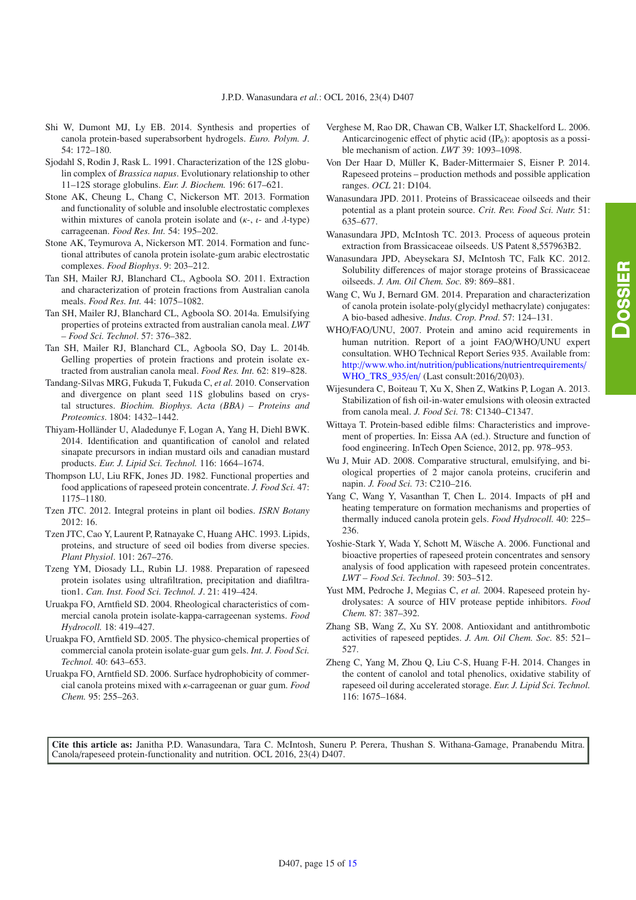Shi W, Dumont MJ, Ly EB. 2014. Synthesis and properties of canola protein-based superabsorbent hydrogels. *Euro. Polym. J.* 54: 172–180.

Sjodahl S, Rodin J, Rask L. 1991. Characterization of the 12S globulin complex of *Brassica napus*. Evolutionary relationship to other 11–12S storage globulins. *Eur. J. Biochem.* 196: 617–621.

Stone AK, Cheung L, Chang C, Nickerson MT. 2013. Formation and functionality of soluble and insoluble electrostatic complexes within mixtures of canola protein isolate and ($\kappa$-, $\iota$- and $\lambda$-type) carrageenan. *Food Res. Int.* 54: 195–202.

Stone AK, Teymurova A, Nickerson MT. 2014. Formation and functional attributes of canola protein isolate-gum arabic electrostatic complexes. *Food Biophys.* 9: 203–212.

Tan SH, Mailer RJ, Blanchard CL, Agboola SO. 2011. Extraction and characterization of protein fractions from Australian canola meals. *Food Res. Int.* 44: 1075–1082.

Tan SH, Mailer RJ, Blanchard CL, Agboola SO. 2014a. Emulsifying properties of proteins extracted from australian canola meal. *LWT – Food Sci. Technol.* 57: 376–382.

Tan SH, Mailer RJ, Blanchard CL, Agboola SO, Day L. 2014b. Gelling properties of protein fractions and protein isolate extracted from australian canola meal. *Food Res. Int.* 62: 819–828.

Tandang-Silvas MRG, Fukuda T, Fukuda C, *et al.* 2010. Conservation and divergence on plant seed 11S globulins based on crystal structures. *Biochim. Biophys. Acta (BBA) – Proteins and Proteomics*. 1804: 1432–1442.

Thiyam-Holländer U, Aladedunye F, Logan A, Yang H, Diehl BWK. 2014. Identification and quantification of canolol and related sinapate precursors in indian mustard oils and canadian mustard products. *Eur. J. Lipid Sci. Technol.* 116: 1664–1674.

Thompson LU, Liu RFK, Jones JD. 1982. Functional properties and food applications of rapeseed protein concentrate. *J. Food Sci.* 47: 1175–1180.

Tzen JTC. 2012. Integral proteins in plant oil bodies. *ISRN Botany* 2012: 16.

Tzen JTC, Cao Y, Laurent P, Ratnayake C, Huang AHC. 1993. Lipids, proteins, and structure of seed oil bodies from diverse species. *Plant Physiol*. 101: 267–276.

Tzeng YM, Diosady LL, Rubin LJ. 1988. Preparation of rapeseed protein isolates using ultrafiltration, precipitation and diafiltration1. *Can. Inst. Food Sci. Technol. J.* 21: 419–424.

Uruakpa FO, Arntfield SD. 2004. Rheological characteristics of commercial canola protein isolate-kappa-carrageenan systems. *Food Hydrocoll.* 18: 419–427.

Uruakpa FO, Arntfield SD. 2005. The physico-chemical properties of commercial canola protein isolate-guar gum gels. *Int. J. Food Sci. Technol.* 40: 643–653.

Uruakpa FO, Arntfield SD. 2006. Surface hydrophobicity of commercial canola proteins mixed with $\kappa$-carrageenan or guar gum. *Food Chem.* 95: 255–263.

Verghese M, Rao DR, Chawan CB, Walker LT, Shackelford L. 2006. Anticarcinogenic effect of phytic acid ($IP_6$): apoptosis as a possible mechanism of action. *LWT* 39: 1093–1098.

Von Der Haar D, Müller K, Bader-Mittermaier S, Eisner P. 2014. Rapeseed proteins – production methods and possible application ranges. *OCL* 21: D104.

Wanasundara JPD. 2011. Proteins of Brassicaceae oilseeds and their potential as a plant protein source. *Crit. Rev. Food Sci. Nutr.* 51: 635–677.

Wanasundara JPD, McIntosh TC. 2013. Process of aqueous protein extraction from Brassicaceae oilseeds. US Patent 8,557963B2.

Wanasundara JPD, Abeysekara SJ, McIntosh TC, Falk KC. 2012. Solubility differences of major storage proteins of Brassicaceae oilseeds. *J. Am. Oil Chem. Soc.* 89: 869–881.

Wang C, Wu J, Bernard GM. 2014. Preparation and characterization of canola protein isolate-poly(glycidyl methacrylate) conjugates: A bio-based adhesive. *Indus. Crop. Prod.* 57: 124–131.

WHO/FAO/UNU, 2007. Protein and amino acid requirements in human nutrition. Report of a joint FAO/WHO/UNU expert consultation. WHO Technical Report Series 935. Available from: http://www.who.int/nutrition/publications/nutrientrequirements/WHO_TRS_935/en/ (Last consult:2016/20/03).

Wijesundera C, Boiteau T, Xu X, Shen Z, Watkins P, Logan A. 2013. Stabilization of fish oil-in-water emulsions with oleosin extracted from canola meal. *J. Food Sci.* 78: C1340–C1347.

Wittaya T. Protein-based edible films: Characteristics and improvement of properties. In: Eissa AA (ed.). Structure and function of food engineering. InTech Open Science, 2012, pp. 978–953.

Wu J, Muir AD. 2008. Comparative structural, emulsifying, and biological properties of 2 major canola proteins, cruciferin and napin. *J. Food Sci.* 73: C210–216.

Yang C, Wang Y, Vasanthan T, Chen L. 2014. Impacts of pH and heating temperature on formation mechanisms and properties of thermally induced canola protein gels. *Food Hydrocoll.* 40: 225–236.

Yoshie-Stark Y, Wada Y, Schott M, Wäsche A. 2006. Functional and bioactive properties of rapeseed protein concentrates and sensory analysis of food application with rapeseed protein concentrates. *LWT – Food Sci. Technol.* 39: 503–512.

Yust MM, Pedroche J, Megìas C, *et al.* 2004. Rapeseed protein hydrolysates: A source of HIV protease peptide inhibitors. *Food Chem.* 87: 387–392.

Zhang SB, Wang Z, Xu SY. 2008. Antioxidant and antithrombotic activities of rapeseed peptides. *J. Am. Oil Chem. Soc.* 85: 521–527.

Zheng C, Yang M, Zhou Q, Liu C-S, Huang F-H. 2014. Changes in the content of canolol and total phenolics, oxidative stability of rapeseed oil during accelerated storage. *Eur. J. Lipid Sci. Technol.* 116: 1675–1684.

**Cite this article as:** Janitha P.D. Wanasundara, Tara C. McIntosh, Suneru P. Perera, Thushan S. Withana-Gamage, Pranabendu Mitra. Canola/rapeseed protein-functionality and nutrition. OCL 2016, 23(4) D407.